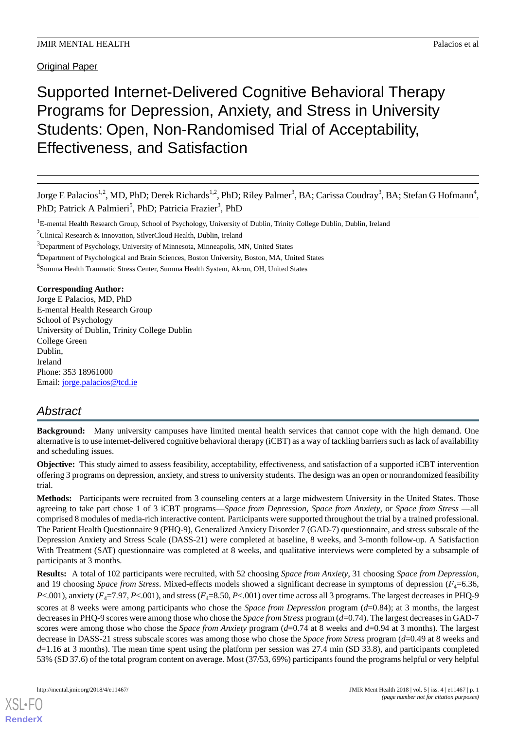Original Paper

# Supported Internet-Delivered Cognitive Behavioral Therapy Programs for Depression, Anxiety, and Stress in University Students: Open, Non-Randomised Trial of Acceptability, Effectiveness, and Satisfaction

Jorge E Palacios[1,2], MD, PhD; Derek Richards[1,2], PhD; Riley Palmer[3], BA; Carissa Coudray[3], BA; Stefan G Hofmann[4], PhD; Patrick A Palmieri[5], PhD; Patricia Frazier[3], PhD

[1]E-mental Health Research Group, School of Psychology, University of Dublin, Trinity College Dublin, Dublin, Ireland

[2]Clinical Research & Innovation, SilverCloud Health, Dublin, Ireland

[3]Department of Psychology, University of Minnesota, Minneapolis, MN, United States

[4]Department of Psychological and Brain Sciences, Boston University, Boston, MA, United States

[5]Summa Health Traumatic Stress Center, Summa Health System, Akron, OH, United States

**Corresponding Author:**
Jorge E Palacios, MD, PhD
E-mental Health Research Group
School of Psychology
University of Dublin, Trinity College Dublin
College Green
Dublin,
Ireland
Phone: 353 18961000
Email: jorge.palacios@tcd.ie

## Abstract

**Background:** Many university campuses have limited mental health services that cannot cope with the high demand. One alternative is to use internet-delivered cognitive behavioral therapy (iCBT) as a way of tackling barriers such as lack of availability and scheduling issues.

**Objective:** This study aimed to assess feasibility, acceptability, effectiveness, and satisfaction of a supported iCBT intervention offering 3 programs on depression, anxiety, and stress to university students. The design was an open or nonrandomized feasibility trial.

**Methods:** Participants were recruited from 3 counseling centers at a large midwestern University in the United States. Those agreeing to take part chose 1 of 3 iCBT programs—*Space from Depression*, *Space from Anxiety*, or *Space from Stress* —all comprised 8 modules of media-rich interactive content. Participants were supported throughout the trial by a trained professional. The Patient Health Questionnaire 9 (PHQ-9), Generalized Anxiety Disorder 7 (GAD-7) questionnaire, and stress subscale of the Depression Anxiety and Stress Scale (DASS-21) were completed at baseline, 8 weeks, and 3-month follow-up. A Satisfaction With Treatment (SAT) questionnaire was completed at 8 weeks, and qualitative interviews were completed by a subsample of participants at 3 months.

**Results:** A total of 102 participants were recruited, with 52 choosing *Space from Anxiety*, 31 choosing *Space from Depression*, and 19 choosing *Space from Stress*. Mixed-effects models showed a significant decrease in symptoms of depression ($F_4$=6.36, $P$<.001), anxiety ($F_4$=7.97, $P$<.001), and stress ($F_4$=8.50, $P$<.001) over time across all 3 programs. The largest decreases in PHQ-9 scores at 8 weeks were among participants who chose the *Space from Depression* program ($d$=0.84); at 3 months, the largest decreases in PHQ-9 scores were among those who chose the *Space from Stress* program ($d$=0.74). The largest decreases in GAD-7 scores were among those who chose the *Space from Anxiety* program ($d$=0.74 at 8 weeks and $d$=0.94 at 3 months). The largest decrease in DASS-21 stress subscale scores was among those who chose the *Space from Stress* program ($d$=0.49 at 8 weeks and $d$=1.16 at 3 months). The mean time spent using the platform per session was 27.4 min (SD 33.8), and participants completed 53% (SD 37.6) of the total program content on average. Most (37/53, 69%) participants found the programs helpful or very helpful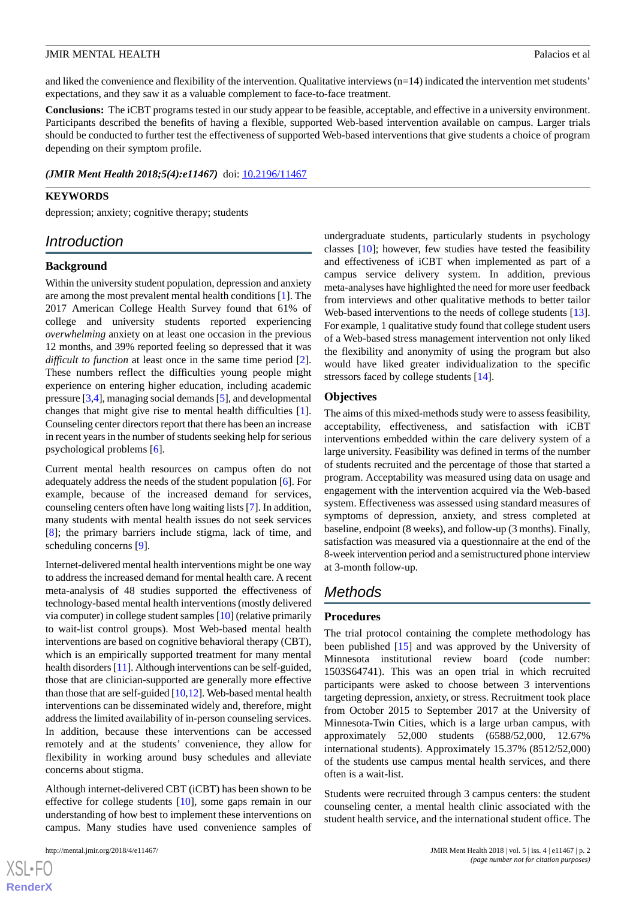and liked the convenience and flexibility of the intervention. Qualitative interviews (n=14) indicated the intervention met students' expectations, and they saw it as a valuable complement to face-to-face treatment.

**Conclusions:** The iCBT programs tested in our study appear to be feasible, acceptable, and effective in a university environment. Participants described the benefits of having a flexible, supported Web-based intervention available on campus. Larger trials should be conducted to further test the effectiveness of supported Web-based interventions that give students a choice of program depending on their symptom profile.

***(JMIR Ment Health 2018;5(4):e11467)*** doi: 10.2196/11467

**KEYWORDS**

depression; anxiety; cognitive therapy; students

## Introduction

### Background

Within the university student population, depression and anxiety are among the most prevalent mental health conditions [1]. The 2017 American College Health Survey found that 61% of college and university students reported experiencing *overwhelming* anxiety on at least one occasion in the previous 12 months, and 39% reported feeling so depressed that it was *difficult to function* at least once in the same time period [2]. These numbers reflect the difficulties young people might experience on entering higher education, including academic pressure [3,4], managing social demands [5], and developmental changes that might give rise to mental health difficulties [1]. Counseling center directors report that there has been an increase in recent years in the number of students seeking help for serious psychological problems [6].

Current mental health resources on campus often do not adequately address the needs of the student population [6]. For example, because of the increased demand for services, counseling centers often have long waiting lists [7]. In addition, many students with mental health issues do not seek services [8]; the primary barriers include stigma, lack of time, and scheduling concerns [9].

Internet-delivered mental health interventions might be one way to address the increased demand for mental health care. A recent meta-analysis of 48 studies supported the effectiveness of technology-based mental health interventions (mostly delivered via computer) in college student samples [10] (relative primarily to wait-list control groups). Most Web-based mental health interventions are based on cognitive behavioral therapy (CBT), which is an empirically supported treatment for many mental health disorders [11]. Although interventions can be self-guided, those that are clinician-supported are generally more effective than those that are self-guided [10,12]. Web-based mental health interventions can be disseminated widely and, therefore, might address the limited availability of in-person counseling services. In addition, because these interventions can be accessed remotely and at the students' convenience, they allow for flexibility in working around busy schedules and alleviate concerns about stigma.

Although internet-delivered CBT (iCBT) has been shown to be effective for college students [10], some gaps remain in our understanding of how best to implement these interventions on campus. Many studies have used convenience samples of undergraduate students, particularly students in psychology classes [10]; however, few studies have tested the feasibility and effectiveness of iCBT when implemented as part of a campus service delivery system. In addition, previous meta-analyses have highlighted the need for more user feedback from interviews and other qualitative methods to better tailor Web-based interventions to the needs of college students [13]. For example, 1 qualitative study found that college student users of a Web-based stress management intervention not only liked the flexibility and anonymity of using the program but also would have liked greater individualization to the specific stressors faced by college students [14].

### Objectives

The aims of this mixed-methods study were to assess feasibility, acceptability, effectiveness, and satisfaction with iCBT interventions embedded within the care delivery system of a large university. Feasibility was defined in terms of the number of students recruited and the percentage of those that started a program. Acceptability was measured using data on usage and engagement with the intervention acquired via the Web-based system. Effectiveness was assessed using standard measures of symptoms of depression, anxiety, and stress completed at baseline, endpoint (8 weeks), and follow-up (3 months). Finally, satisfaction was measured via a questionnaire at the end of the 8-week intervention period and a semistructured phone interview at 3-month follow-up.

## Methods

### Procedures

The trial protocol containing the complete methodology has been published [15] and was approved by the University of Minnesota institutional review board (code number: 1503S64741). This was an open trial in which recruited participants were asked to choose between 3 interventions targeting depression, anxiety, or stress. Recruitment took place from October 2015 to September 2017 at the University of Minnesota-Twin Cities, which is a large urban campus, with approximately 52,000 students (6588/52,000, 12.67% international students). Approximately 15.37% (8512/52,000) of the students use campus mental health services, and there often is a wait-list.

Students were recruited through 3 campus centers: the student counseling center, a mental health clinic associated with the student health service, and the international student office. The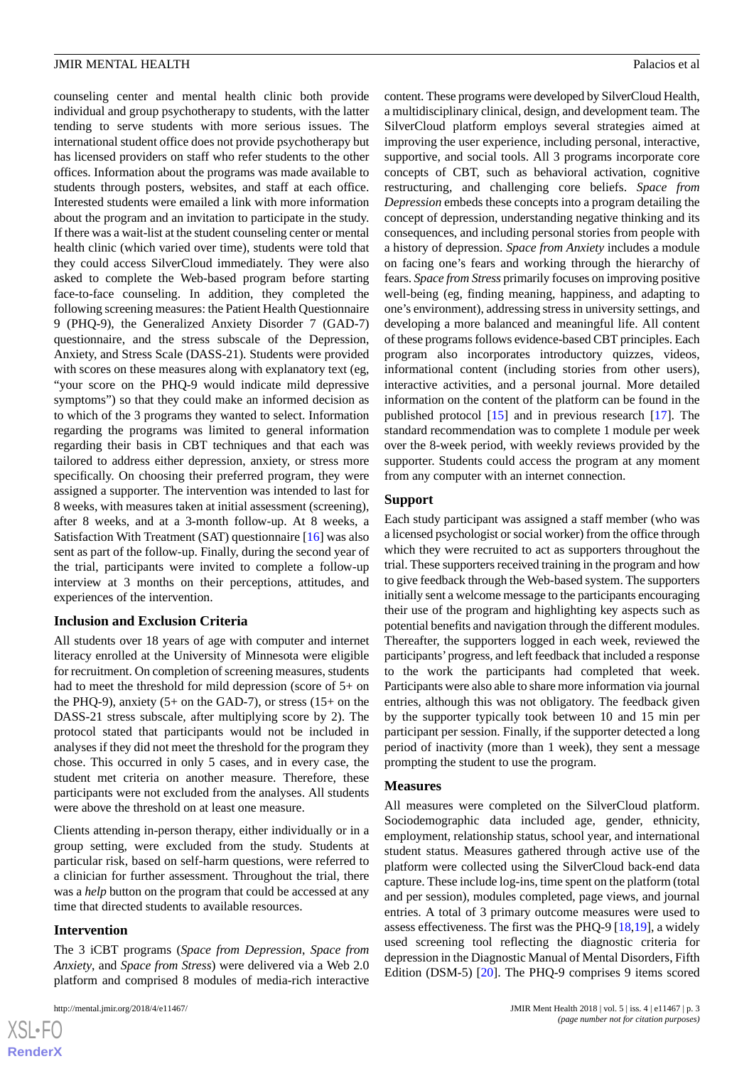counseling center and mental health clinic both provide individual and group psychotherapy to students, with the latter tending to serve students with more serious issues. The international student office does not provide psychotherapy but has licensed providers on staff who refer students to the other offices. Information about the programs was made available to students through posters, websites, and staff at each office. Interested students were emailed a link with more information about the program and an invitation to participate in the study. If there was a wait-list at the student counseling center or mental health clinic (which varied over time), students were told that they could access SilverCloud immediately. They were also asked to complete the Web-based program before starting face-to-face counseling. In addition, they completed the following screening measures: the Patient Health Questionnaire 9 (PHQ-9), the Generalized Anxiety Disorder 7 (GAD-7) questionnaire, and the stress subscale of the Depression, Anxiety, and Stress Scale (DASS-21). Students were provided with scores on these measures along with explanatory text (eg, "your score on the PHQ-9 would indicate mild depressive symptoms") so that they could make an informed decision as to which of the 3 programs they wanted to select. Information regarding the programs was limited to general information regarding their basis in CBT techniques and that each was tailored to address either depression, anxiety, or stress more specifically. On choosing their preferred program, they were assigned a supporter. The intervention was intended to last for 8 weeks, with measures taken at initial assessment (screening), after 8 weeks, and at a 3-month follow-up. At 8 weeks, a Satisfaction With Treatment (SAT) questionnaire [16] was also sent as part of the follow-up. Finally, during the second year of the trial, participants were invited to complete a follow-up interview at 3 months on their perceptions, attitudes, and experiences of the intervention.

### Inclusion and Exclusion Criteria

All students over 18 years of age with computer and internet literacy enrolled at the University of Minnesota were eligible for recruitment. On completion of screening measures, students had to meet the threshold for mild depression (score of 5+ on the PHQ-9), anxiety (5+ on the GAD-7), or stress (15+ on the DASS-21 stress subscale, after multiplying score by 2). The protocol stated that participants would not be included in analyses if they did not meet the threshold for the program they chose. This occurred in only 5 cases, and in every case, the student met criteria on another measure. Therefore, these participants were not excluded from the analyses. All students were above the threshold on at least one measure.

Clients attending in-person therapy, either individually or in a group setting, were excluded from the study. Students at particular risk, based on self-harm questions, were referred to a clinician for further assessment. Throughout the trial, there was a *help* button on the program that could be accessed at any time that directed students to available resources.

### Intervention

The 3 iCBT programs (*Space from Depression*, *Space from Anxiety*, and *Space from Stress*) were delivered via a Web 2.0 platform and comprised 8 modules of media-rich interactive content. These programs were developed by SilverCloud Health, a multidisciplinary clinical, design, and development team. The SilverCloud platform employs several strategies aimed at improving the user experience, including personal, interactive, supportive, and social tools. All 3 programs incorporate core concepts of CBT, such as behavioral activation, cognitive restructuring, and challenging core beliefs. *Space from Depression* embeds these concepts into a program detailing the concept of depression, understanding negative thinking and its consequences, and including personal stories from people with a history of depression. *Space from Anxiety* includes a module on facing one's fears and working through the hierarchy of fears. *Space from Stress* primarily focuses on improving positive well-being (eg, finding meaning, happiness, and adapting to one's environment), addressing stress in university settings, and developing a more balanced and meaningful life. All content of these programs follows evidence-based CBT principles. Each program also incorporates introductory quizzes, videos, informational content (including stories from other users), interactive activities, and a personal journal. More detailed information on the content of the platform can be found in the published protocol [15] and in previous research [17]. The standard recommendation was to complete 1 module per week over the 8-week period, with weekly reviews provided by the supporter. Students could access the program at any moment from any computer with an internet connection.

### Support

Each study participant was assigned a staff member (who was a licensed psychologist or social worker) from the office through which they were recruited to act as supporters throughout the trial. These supporters received training in the program and how to give feedback through the Web-based system. The supporters initially sent a welcome message to the participants encouraging their use of the program and highlighting key aspects such as potential benefits and navigation through the different modules. Thereafter, the supporters logged in each week, reviewed the participants' progress, and left feedback that included a response to the work the participants had completed that week. Participants were also able to share more information via journal entries, although this was not obligatory. The feedback given by the supporter typically took between 10 and 15 min per participant per session. Finally, if the supporter detected a long period of inactivity (more than 1 week), they sent a message prompting the student to use the program.

### Measures

All measures were completed on the SilverCloud platform. Sociodemographic data included age, gender, ethnicity, employment, relationship status, school year, and international student status. Measures gathered through active use of the platform were collected using the SilverCloud back-end data capture. These include log-ins, time spent on the platform (total and per session), modules completed, page views, and journal entries. A total of 3 primary outcome measures were used to assess effectiveness. The first was the PHQ-9 [18,19], a widely used screening tool reflecting the diagnostic criteria for depression in the Diagnostic Manual of Mental Disorders, Fifth Edition (DSM-5) [20]. The PHQ-9 comprises 9 items scored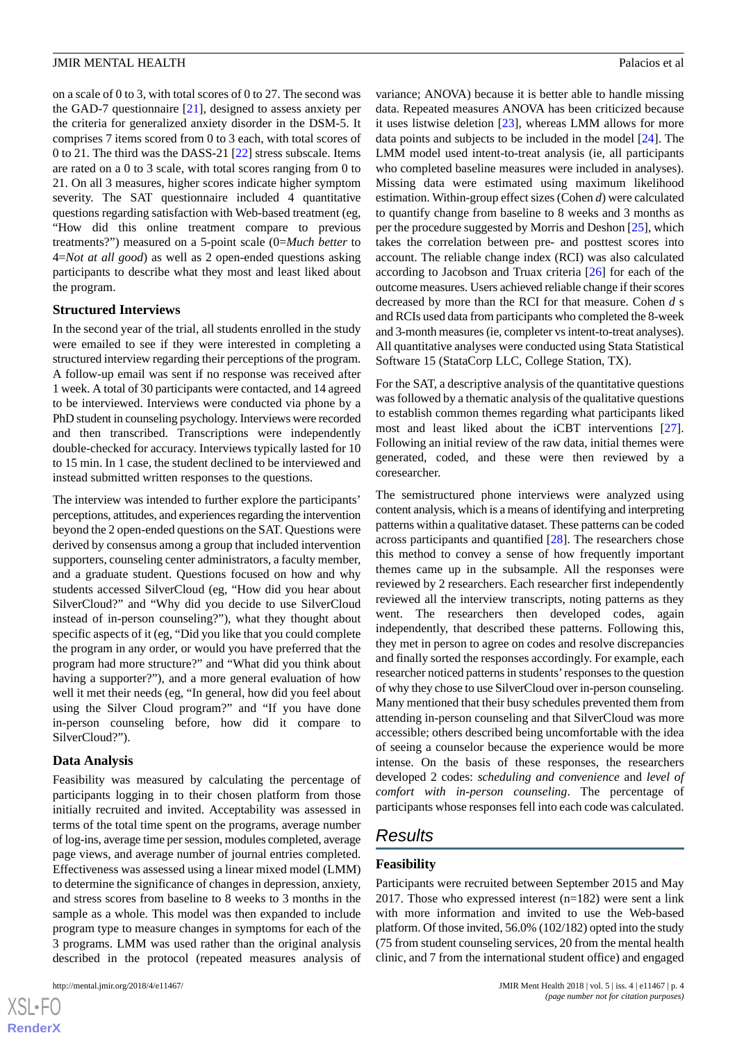on a scale of 0 to 3, with total scores of 0 to 27. The second was the GAD-7 questionnaire [21], designed to assess anxiety per the criteria for generalized anxiety disorder in the DSM-5. It comprises 7 items scored from 0 to 3 each, with total scores of 0 to 21. The third was the DASS-21 [22] stress subscale. Items are rated on a 0 to 3 scale, with total scores ranging from 0 to 21. On all 3 measures, higher scores indicate higher symptom severity. The SAT questionnaire included 4 quantitative questions regarding satisfaction with Web-based treatment (eg, "How did this online treatment compare to previous treatments?") measured on a 5-point scale (0=*Much better* to 4=*Not at all good*) as well as 2 open-ended questions asking participants to describe what they most and least liked about the program.

### Structured Interviews

In the second year of the trial, all students enrolled in the study were emailed to see if they were interested in completing a structured interview regarding their perceptions of the program. A follow-up email was sent if no response was received after 1 week. A total of 30 participants were contacted, and 14 agreed to be interviewed. Interviews were conducted via phone by a PhD student in counseling psychology. Interviews were recorded and then transcribed. Transcriptions were independently double-checked for accuracy. Interviews typically lasted for 10 to 15 min. In 1 case, the student declined to be interviewed and instead submitted written responses to the questions.

The interview was intended to further explore the participants' perceptions, attitudes, and experiences regarding the intervention beyond the 2 open-ended questions on the SAT. Questions were derived by consensus among a group that included intervention supporters, counseling center administrators, a faculty member, and a graduate student. Questions focused on how and why students accessed SilverCloud (eg, "How did you hear about SilverCloud?" and "Why did you decide to use SilverCloud instead of in-person counseling?"), what they thought about specific aspects of it (eg, "Did you like that you could complete the program in any order, or would you have preferred that the program had more structure?" and "What did you think about having a supporter?"), and a more general evaluation of how well it met their needs (eg, "In general, how did you feel about using the Silver Cloud program?" and "If you have done in-person counseling before, how did it compare to SilverCloud?").

### Data Analysis

Feasibility was measured by calculating the percentage of participants logging in to their chosen platform from those initially recruited and invited. Acceptability was assessed in terms of the total time spent on the programs, average number of log-ins, average time per session, modules completed, average page views, and average number of journal entries completed. Effectiveness was assessed using a linear mixed model (LMM) to determine the significance of changes in depression, anxiety, and stress scores from baseline to 8 weeks to 3 months in the sample as a whole. This model was then expanded to include program type to measure changes in symptoms for each of the 3 programs. LMM was used rather than the original analysis described in the protocol (repeated measures analysis of variance; ANOVA) because it is better able to handle missing data. Repeated measures ANOVA has been criticized because it uses listwise deletion [23], whereas LMM allows for more data points and subjects to be included in the model [24]. The LMM model used intent-to-treat analysis (ie, all participants who completed baseline measures were included in analyses). Missing data were estimated using maximum likelihood estimation. Within-group effect sizes (Cohen *d*) were calculated to quantify change from baseline to 8 weeks and 3 months as per the procedure suggested by Morris and Deshon [25], which takes the correlation between pre- and posttest scores into account. The reliable change index (RCI) was also calculated according to Jacobson and Truax criteria [26] for each of the outcome measures. Users achieved reliable change if their scores decreased by more than the RCI for that measure. Cohen *d* s and RCIs used data from participants who completed the 8-week and 3-month measures (ie, completer vs intent-to-treat analyses). All quantitative analyses were conducted using Stata Statistical Software 15 (StataCorp LLC, College Station, TX).

For the SAT, a descriptive analysis of the quantitative questions was followed by a thematic analysis of the qualitative questions to establish common themes regarding what participants liked most and least liked about the iCBT interventions [27]. Following an initial review of the raw data, initial themes were generated, coded, and these were then reviewed by a coresearcher.

The semistructured phone interviews were analyzed using content analysis, which is a means of identifying and interpreting patterns within a qualitative dataset. These patterns can be coded across participants and quantified [28]. The researchers chose this method to convey a sense of how frequently important themes came up in the subsample. All the responses were reviewed by 2 researchers. Each researcher first independently reviewed all the interview transcripts, noting patterns as they went. The researchers then developed codes, again independently, that described these patterns. Following this, they met in person to agree on codes and resolve discrepancies and finally sorted the responses accordingly. For example, each researcher noticed patterns in students' responses to the question of why they chose to use SilverCloud over in-person counseling. Many mentioned that their busy schedules prevented them from attending in-person counseling and that SilverCloud was more accessible; others described being uncomfortable with the idea of seeing a counselor because the experience would be more intense. On the basis of these responses, the researchers developed 2 codes: *scheduling and convenience* and *level of comfort with in-person counseling*. The percentage of participants whose responses fell into each code was calculated.

## Results

### Feasibility

Participants were recruited between September 2015 and May 2017. Those who expressed interest (n=182) were sent a link with more information and invited to use the Web-based platform. Of those invited, 56.0% (102/182) opted into the study (75 from student counseling services, 20 from the mental health clinic, and 7 from the international student office) and engaged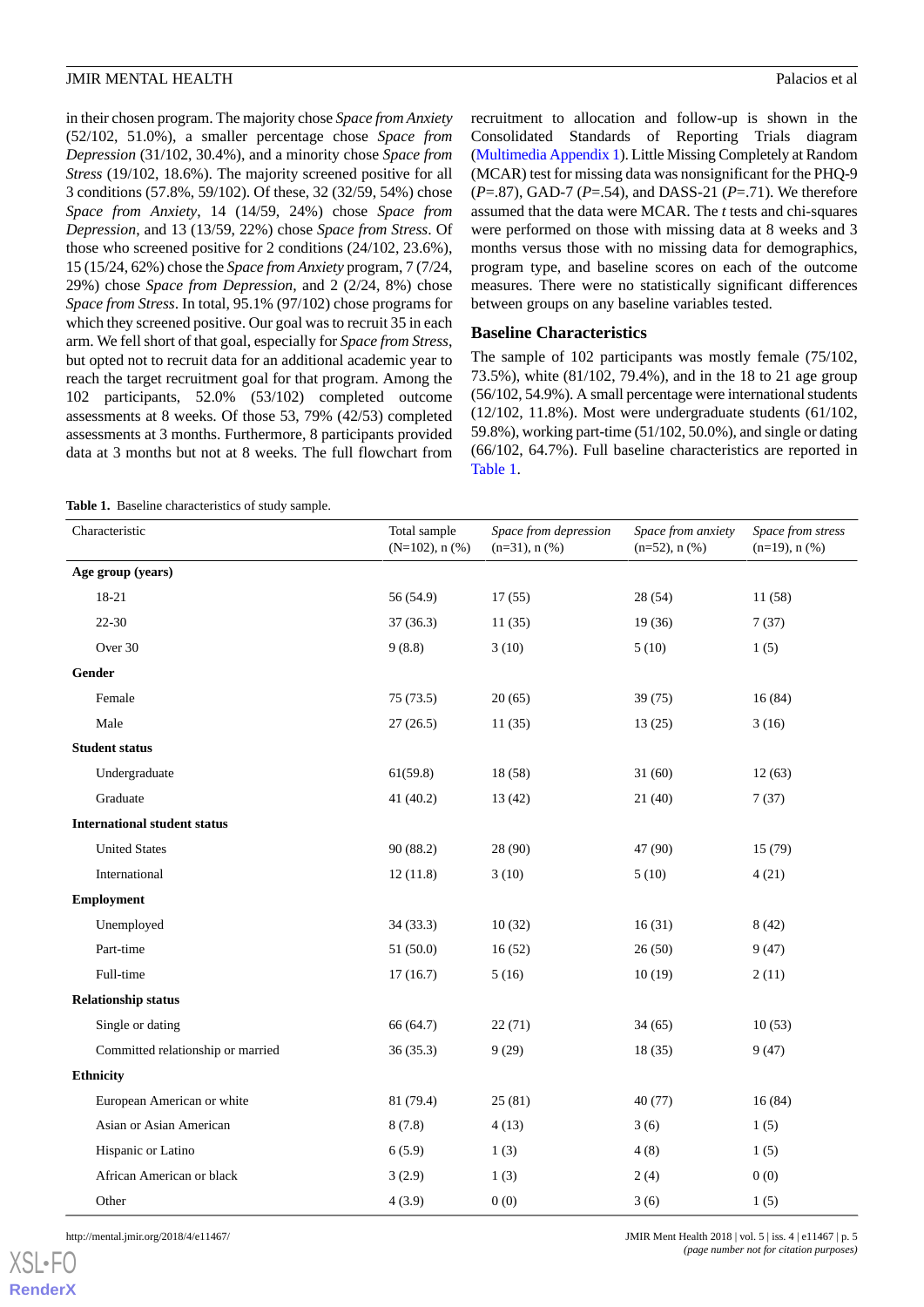in their chosen program. The majority chose *Space from Anxiety* (52/102, 51.0%), a smaller percentage chose *Space from Depression* (31/102, 30.4%), and a minority chose *Space from Stress* (19/102, 18.6%). The majority screened positive for all 3 conditions (57.8%, 59/102). Of these, 32 (32/59, 54%) chose *Space from Anxiety*, 14 (14/59, 24%) chose *Space from Depression*, and 13 (13/59, 22%) chose *Space from Stress*. Of those who screened positive for 2 conditions (24/102, 23.6%), 15 (15/24, 62%) chose the *Space from Anxiety* program, 7 (7/24, 29%) chose *Space from Depression*, and 2 (2/24, 8%) chose *Space from Stress*. In total, 95.1% (97/102) chose programs for which they screened positive. Our goal was to recruit 35 in each arm. We fell short of that goal, especially for *Space from Stress*, but opted not to recruit data for an additional academic year to reach the target recruitment goal for that program. Among the 102 participants, 52.0% (53/102) completed outcome assessments at 8 weeks. Of those 53, 79% (42/53) completed assessments at 3 months. Furthermore, 8 participants provided data at 3 months but not at 8 weeks. The full flowchart from recruitment to allocation and follow-up is shown in the Consolidated Standards of Reporting Trials diagram (Multimedia Appendix 1). Little Missing Completely at Random (MCAR) test for missing data was nonsignificant for the PHQ-9 ($P$=.87), GAD-7 ($P$=.54), and DASS-21 ($P$=.71). We therefore assumed that the data were MCAR. The $t$ tests and chi-squares were performed on those with missing data at 8 weeks and 3 months versus those with no missing data for demographics, program type, and baseline scores on each of the outcome measures. There were no statistically significant differences between groups on any baseline variables tested.

### Baseline Characteristics

The sample of 102 participants was mostly female (75/102, 73.5%), white (81/102, 79.4%), and in the 18 to 21 age group (56/102, 54.9%). A small percentage were international students (12/102, 11.8%). Most were undergraduate students (61/102, 59.8%), working part-time (51/102, 50.0%), and single or dating (66/102, 64.7%). Full baseline characteristics are reported in Table 1.

**Table 1.** Baseline characteristics of study sample.

| Characteristic | Total sample (N=102), n (%) | *Space from depression* (n=31), n (%) | *Space from anxiety* (n=52), n (%) | *Space from stress* (n=19), n (%) |
|---|---|---|---|---|
| **Age group (years)** | | | | |
| 18-21 | 56 (54.9) | 17 (55) | 28 (54) | 11 (58) |
| 22-30 | 37 (36.3) | 11 (35) | 19 (36) | 7 (37) |
| Over 30 | 9 (8.8) | 3 (10) | 5 (10) | 1 (5) |
| **Gender** | | | | |
| Female | 75 (73.5) | 20 (65) | 39 (75) | 16 (84) |
| Male | 27 (26.5) | 11 (35) | 13 (25) | 3 (16) |
| **Student status** | | | | |
| Undergraduate | 61(59.8) | 18 (58) | 31 (60) | 12 (63) |
| Graduate | 41 (40.2) | 13 (42) | 21 (40) | 7 (37) |
| **International student status** | | | | |
| United States | 90 (88.2) | 28 (90) | 47 (90) | 15 (79) |
| International | 12 (11.8) | 3 (10) | 5 (10) | 4 (21) |
| **Employment** | | | | |
| Unemployed | 34 (33.3) | 10 (32) | 16 (31) | 8 (42) |
| Part-time | 51 (50.0) | 16 (52) | 26 (50) | 9 (47) |
| Full-time | 17 (16.7) | 5 (16) | 10 (19) | 2 (11) |
| **Relationship status** | | | | |
| Single or dating | 66 (64.7) | 22 (71) | 34 (65) | 10 (53) |
| Committed relationship or married | 36 (35.3) | 9 (29) | 18 (35) | 9 (47) |
| **Ethnicity** | | | | |
| European American or white | 81 (79.4) | 25 (81) | 40 (77) | 16 (84) |
| Asian or Asian American | 8 (7.8) | 4 (13) | 3 (6) | 1 (5) |
| Hispanic or Latino | 6 (5.9) | 1 (3) | 4 (8) | 1 (5) |
| African American or black | 3 (2.9) | 1 (3) | 2 (4) | 0 (0) |
| Other | 4 (3.9) | 0 (0) | 3 (6) | 1 (5) |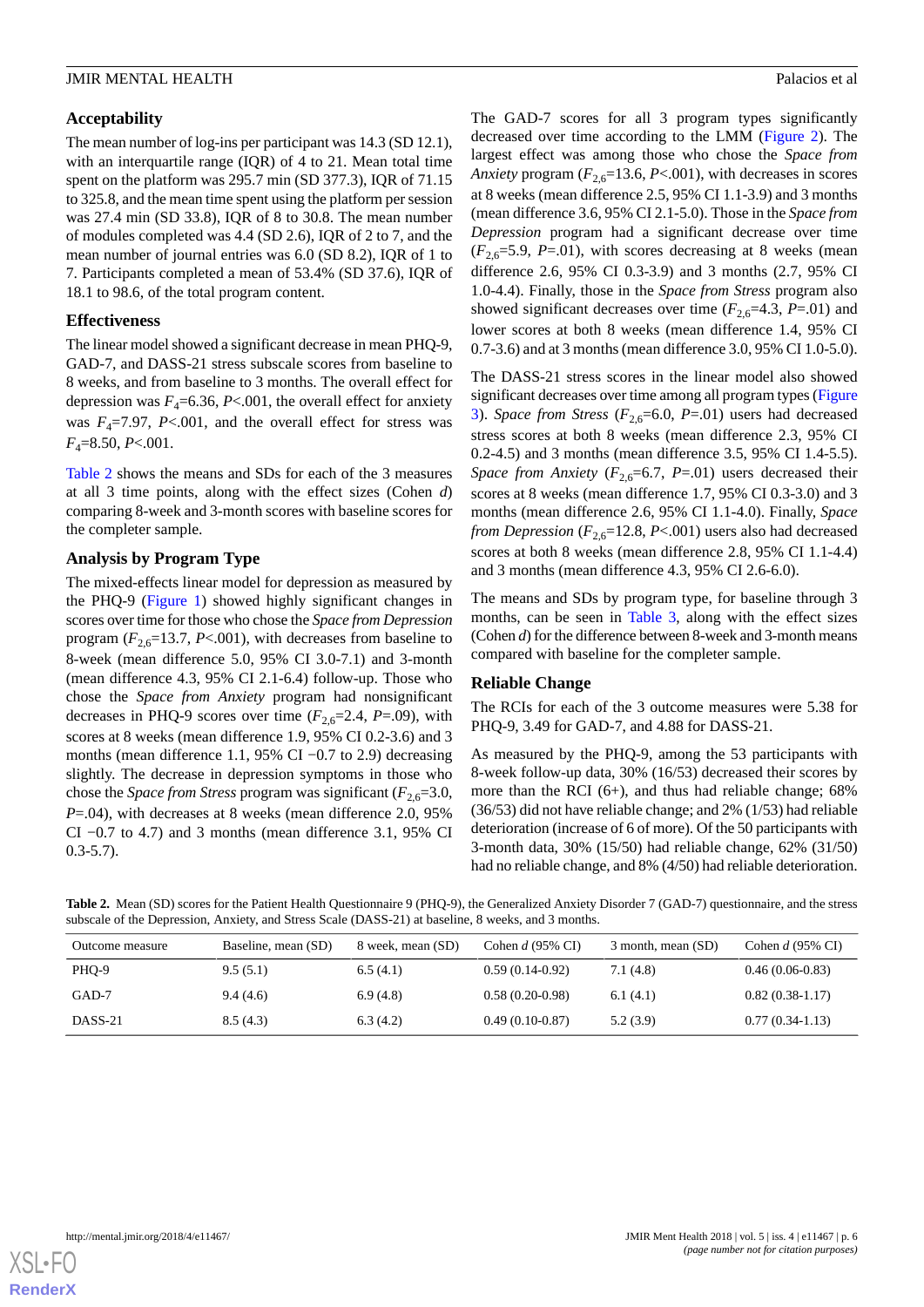### Acceptability

The mean number of log-ins per participant was 14.3 (SD 12.1), with an interquartile range (IQR) of 4 to 21. Mean total time spent on the platform was 295.7 min (SD 377.3), IQR of 71.15 to 325.8, and the mean time spent using the platform per session was 27.4 min (SD 33.8), IQR of 8 to 30.8. The mean number of modules completed was 4.4 (SD 2.6), IQR of 2 to 7, and the mean number of journal entries was 6.0 (SD 8.2), IQR of 1 to 7. Participants completed a mean of 53.4% (SD 37.6), IQR of 18.1 to 98.6, of the total program content.

### Effectiveness

The linear model showed a significant decrease in mean PHQ-9, GAD-7, and DASS-21 stress subscale scores from baseline to 8 weeks, and from baseline to 3 months. The overall effect for depression was $F_4$=6.36, $P$<.001, the overall effect for anxiety was $F_4$=7.97, $P$<.001, and the overall effect for stress was $F_4$=8.50, $P$<.001.

Table 2 shows the means and SDs for each of the 3 measures at all 3 time points, along with the effect sizes (Cohen *d*) comparing 8-week and 3-month scores with baseline scores for the completer sample.

### Analysis by Program Type

The mixed-effects linear model for depression as measured by the PHQ-9 (Figure 1) showed highly significant changes in scores over time for those who chose the *Space from Depression* program ($F_{2,6}$=13.7, $P$<.001), with decreases from baseline to 8-week (mean difference 5.0, 95% CI 3.0-7.1) and 3-month (mean difference 4.3, 95% CI 2.1-6.4) follow-up. Those who chose the *Space from Anxiety* program had nonsignificant decreases in PHQ-9 scores over time ($F_{2,6}$=2.4, $P$=.09), with scores at 8 weeks (mean difference 1.9, 95% CI 0.2-3.6) and 3 months (mean difference 1.1, 95% CI −0.7 to 2.9) decreasing slightly. The decrease in depression symptoms in those who chose the *Space from Stress* program was significant ($F_{2,6}$=3.0, $P$=.04), with decreases at 8 weeks (mean difference 2.0, 95% CI −0.7 to 4.7) and 3 months (mean difference 3.1, 95% CI 0.3-5.7).

The GAD-7 scores for all 3 program types significantly decreased over time according to the LMM (Figure 2). The largest effect was among those who chose the *Space from Anxiety* program ($F_{2,6}$=13.6, $P$<.001), with decreases in scores at 8 weeks (mean difference 2.5, 95% CI 1.1-3.9) and 3 months (mean difference 3.6, 95% CI 2.1-5.0). Those in the *Space from Depression* program had a significant decrease over time ($F_{2,6}$=5.9, $P$=.01), with scores decreasing at 8 weeks (mean difference 2.6, 95% CI 0.3-3.9) and 3 months (2.7, 95% CI 1.0-4.4). Finally, those in the *Space from Stress* program also showed significant decreases over time ($F_{2,6}$=4.3, $P$=.01) and lower scores at both 8 weeks (mean difference 1.4, 95% CI 0.7-3.6) and at 3 months (mean difference 3.0, 95% CI 1.0-5.0).

The DASS-21 stress scores in the linear model also showed significant decreases over time among all program types (Figure 3). *Space from Stress* ($F_{2,6}$=6.0, $P$=.01) users had decreased stress scores at both 8 weeks (mean difference 2.3, 95% CI 0.2-4.5) and 3 months (mean difference 3.5, 95% CI 1.4-5.5). *Space from Anxiety* ($F_{2,6}$=6.7, $P$=.01) users decreased their scores at 8 weeks (mean difference 1.7, 95% CI 0.3-3.0) and 3 months (mean difference 2.6, 95% CI 1.1-4.0). Finally, *Space from Depression* ($F_{2,6}$=12.8, $P$<.001) users also had decreased scores at both 8 weeks (mean difference 2.8, 95% CI 1.1-4.4) and 3 months (mean difference 4.3, 95% CI 2.6-6.0).

The means and SDs by program type, for baseline through 3 months, can be seen in Table 3, along with the effect sizes (Cohen *d*) for the difference between 8-week and 3-month means compared with baseline for the completer sample.

### Reliable Change

The RCIs for each of the 3 outcome measures were 5.38 for PHQ-9, 3.49 for GAD-7, and 4.88 for DASS-21.

As measured by the PHQ-9, among the 53 participants with 8-week follow-up data, 30% (16/53) decreased their scores by more than the RCI (6+), and thus had reliable change; 68% (36/53) did not have reliable change; and 2% (1/53) had reliable deterioration (increase of 6 or more). Of the 50 participants with 3-month data, 30% (15/50) had reliable change, 62% (31/50) had no reliable change, and 8% (4/50) had reliable deterioration.

**Table 2.** Mean (SD) scores for the Patient Health Questionnaire 9 (PHQ-9), the Generalized Anxiety Disorder 7 (GAD-7) questionnaire, and the stress subscale of the Depression, Anxiety, and Stress Scale (DASS-21) at baseline, 8 weeks, and 3 months.

| Outcome measure | Baseline, mean (SD) | 8 week, mean (SD) | Cohen *d* (95% CI) | 3 month, mean (SD) | Cohen *d* (95% CI) |
|---|---|---|---|---|---|
| PHQ-9 | 9.5 (5.1) | 6.5 (4.1) | 0.59 (0.14-0.92) | 7.1 (4.8) | 0.46 (0.06-0.83) |
| GAD-7 | 9.4 (4.6) | 6.9 (4.8) | 0.58 (0.20-0.98) | 6.1 (4.1) | 0.82 (0.38-1.17) |
| DASS-21 | 8.5 (4.3) | 6.3 (4.2) | 0.49 (0.10-0.87) | 5.2 (3.9) | 0.77 (0.34-1.13) |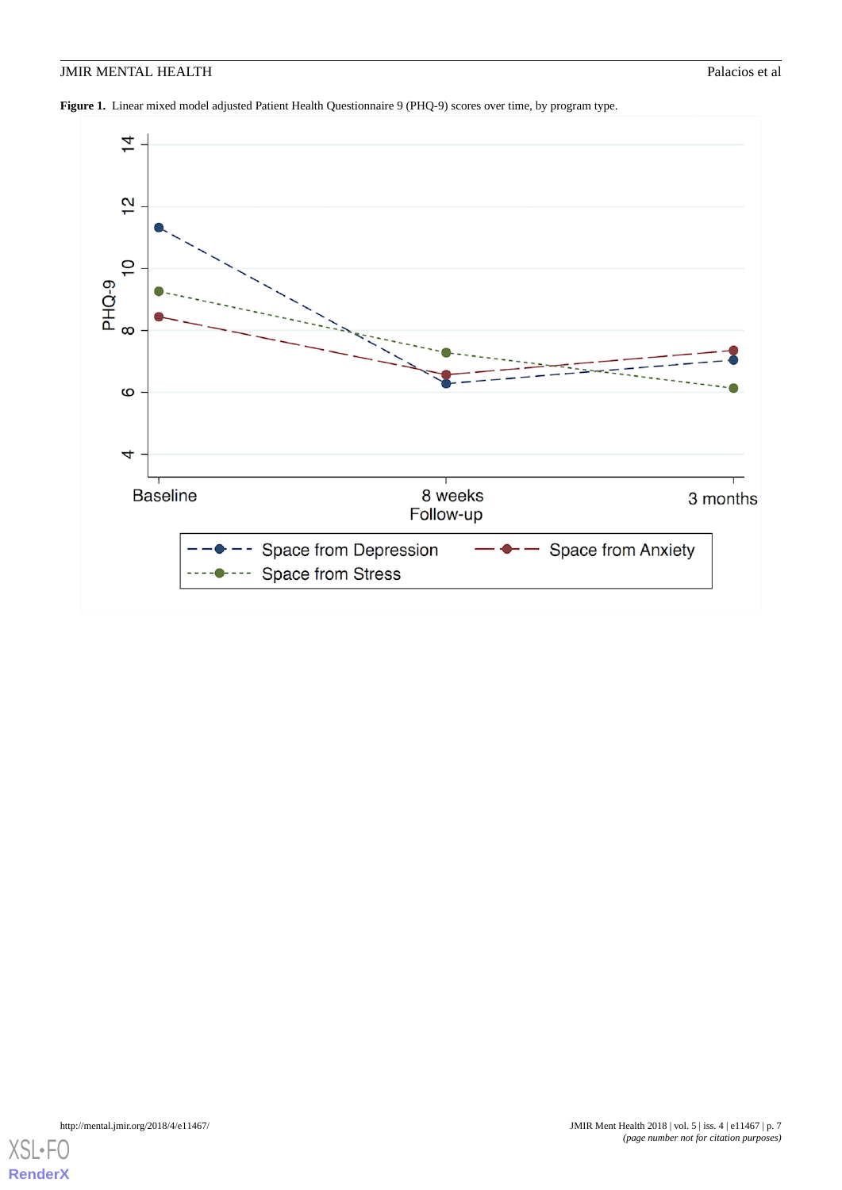**Figure 1.** Linear mixed model adjusted Patient Health Questionnaire 9 (PHQ-9) scores over time, by program type.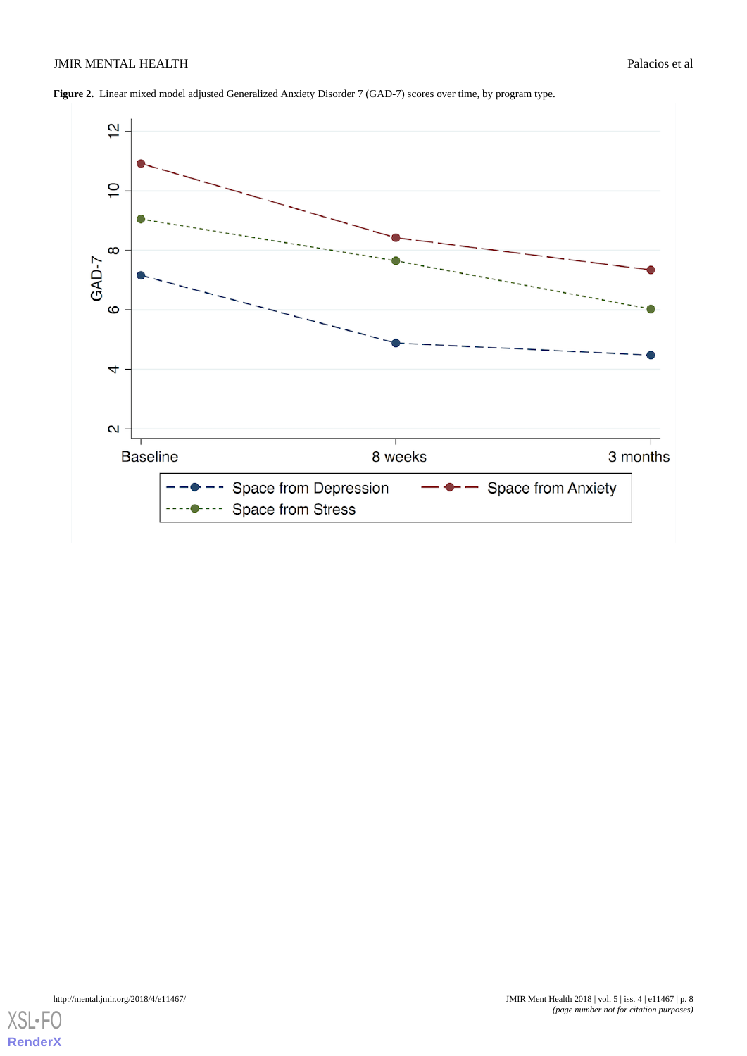**Figure 2.** Linear mixed model adjusted Generalized Anxiety Disorder 7 (GAD-7) scores over time, by program type.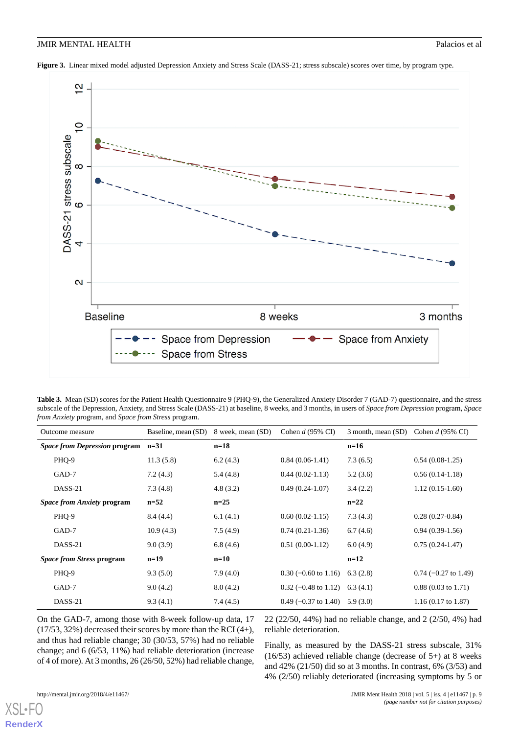**Figure 3.** Linear mixed model adjusted Depression Anxiety and Stress Scale (DASS-21; stress subscale) scores over time, by program type.

**Table 3.** Mean (SD) scores for the Patient Health Questionnaire 9 (PHQ-9), the Generalized Anxiety Disorder 7 (GAD-7) questionnaire, and the stress subscale of the Depression, Anxiety, and Stress Scale (DASS-21) at baseline, 8 weeks, and 3 months, in users of *Space from Depression* program, *Space from Anxiety* program, and *Space from Stress* program.

| Outcome measure | Baseline, mean (SD) | 8 week, mean (SD) | Cohen *d* (95% CI) | 3 month, mean (SD) | Cohen *d* (95% CI) |
|---|---|---|---|---|---|
| ***Space from Depression* program** | **n=31** | **n=18** | | **n=16** | |
| PHQ-9 | 11.3 (5.8) | 6.2 (4.3) | 0.84 (0.06-1.41) | 7.3 (6.5) | 0.54 (0.08-1.25) |
| GAD-7 | 7.2 (4.3) | 5.4 (4.8) | 0.44 (0.02-1.13) | 5.2 (3.6) | 0.56 (0.14-1.18) |
| DASS-21 | 7.3 (4.8) | 4.8 (3.2) | 0.49 (0.24-1.07) | 3.4 (2.2) | 1.12 (0.15-1.60) |
| ***Space from Anxiety* program** | **n=52** | **n=25** | | **n=22** | |
| PHQ-9 | 8.4 (4.4) | 6.1 (4.1) | 0.60 (0.02-1.15) | 7.3 (4.3) | 0.28 (0.27-0.84) |
| GAD-7 | 10.9 (4.3) | 7.5 (4.9) | 0.74 (0.21-1.36) | 6.7 (4.6) | 0.94 (0.39-1.56) |
| DASS-21 | 9.0 (3.9) | 6.8 (4.6) | 0.51 (0.00-1.12) | 6.0 (4.9) | 0.75 (0.24-1.47) |
| ***Space from Stress* program** | **n=19** | **n=10** | | **n=12** | |
| PHQ-9 | 9.3 (5.0) | 7.9 (4.0) | 0.30 (−0.60 to 1.16) | 6.3 (2.8) | 0.74 (−0.27 to 1.49) |
| GAD-7 | 9.0 (4.2) | 8.0 (4.2) | 0.32 (−0.48 to 1.12) | 6.3 (4.1) | 0.88 (0.03 to 1.71) |
| DASS-21 | 9.3 (4.1) | 7.4 (4.5) | 0.49 (−0.37 to 1.40) | 5.9 (3.0) | 1.16 (0.17 to 1.87) |

On the GAD-7, among those with 8-week follow-up data, 17 (17/53, 32%) decreased their scores by more than the RCI (4+), and thus had reliable change; 30 (30/53, 57%) had no reliable change; and 6 (6/53, 11%) had reliable deterioration (increase of 4 of more). At 3 months, 26 (26/50, 52%) had reliable change, 22 (22/50, 44%) had no reliable change, and 2 (2/50, 4%) had reliable deterioration.

Finally, as measured by the DASS-21 stress subscale, 31% (16/53) achieved reliable change (decrease of 5+) at 8 weeks and 42% (21/50) did so at 3 months. In contrast, 6% (3/53) and 4% (2/50) reliably deteriorated (increasing symptoms by 5 or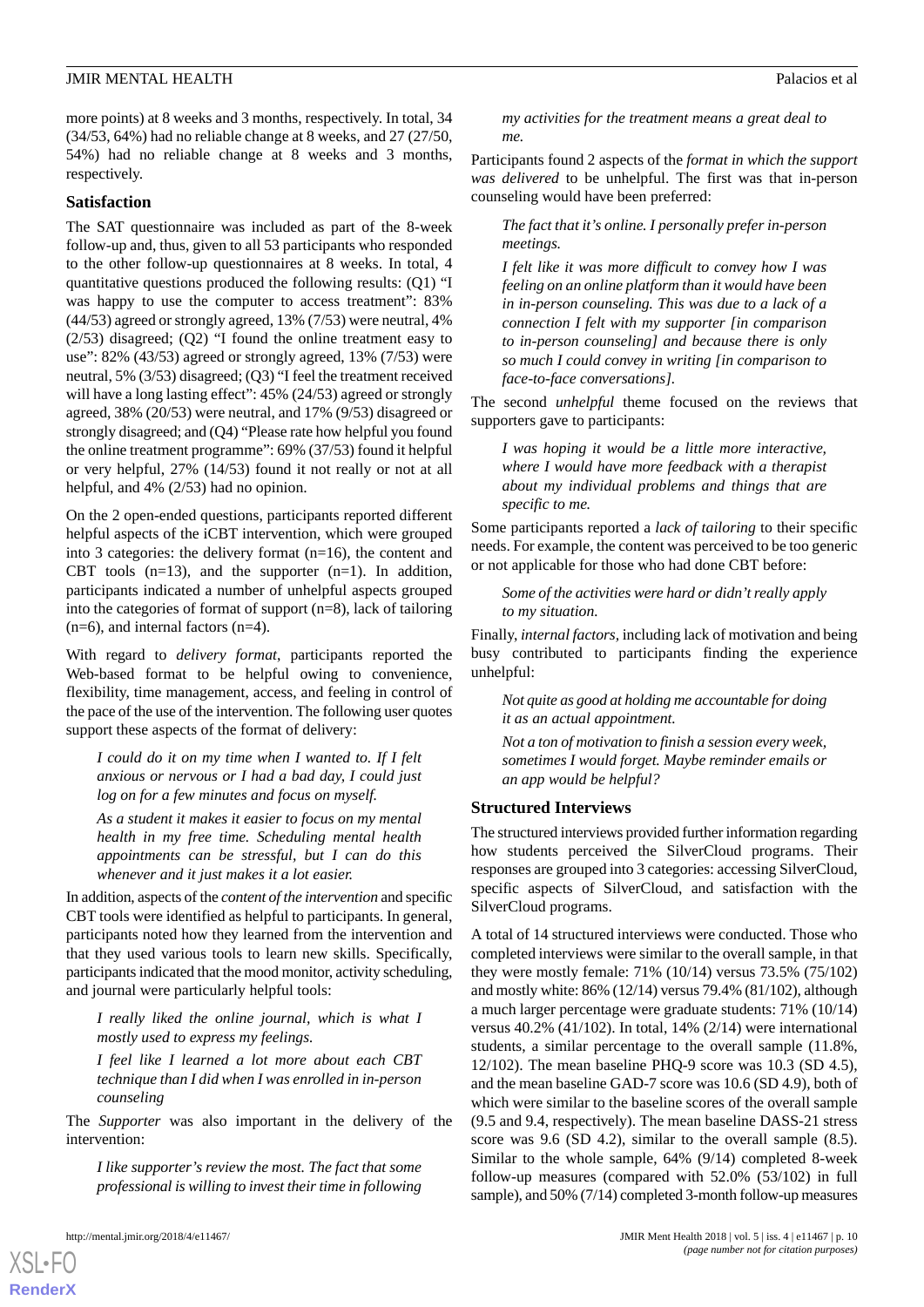more points) at 8 weeks and 3 months, respectively. In total, 34 (34/53, 64%) had no reliable change at 8 weeks, and 27 (27/50, 54%) had no reliable change at 8 weeks and 3 months, respectively.

### Satisfaction

The SAT questionnaire was included as part of the 8-week follow-up and, thus, given to all 53 participants who responded to the other follow-up questionnaires at 8 weeks. In total, 4 quantitative questions produced the following results: (Q1) "I was happy to use the computer to access treatment": 83% (44/53) agreed or strongly agreed, 13% (7/53) were neutral, 4% (2/53) disagreed; (Q2) "I found the online treatment easy to use": 82% (43/53) agreed or strongly agreed, 13% (7/53) were neutral, 5% (3/53) disagreed; (Q3) "I feel the treatment received will have a long lasting effect": 45% (24/53) agreed or strongly agreed, 38% (20/53) were neutral, and 17% (9/53) disagreed or strongly disagreed; and (Q4) "Please rate how helpful you found the online treatment programme": 69% (37/53) found it helpful or very helpful, 27% (14/53) found it not really or not at all helpful, and 4% (2/53) had no opinion.

On the 2 open-ended questions, participants reported different helpful aspects of the iCBT intervention, which were grouped into 3 categories: the delivery format (n=16), the content and CBT tools (n=13), and the supporter (n=1). In addition, participants indicated a number of unhelpful aspects grouped into the categories of format of support (n=8), lack of tailoring (n=6), and internal factors (n=4).

With regard to *delivery format*, participants reported the Web-based format to be helpful owing to convenience, flexibility, time management, access, and feeling in control of the pace of the use of the intervention. The following user quotes support these aspects of the format of delivery:

> *I could do it on my time when I wanted to. If I felt anxious or nervous or I had a bad day, I could just log on for a few minutes and focus on myself.*
>
> *As a student it makes it easier to focus on my mental health in my free time. Scheduling mental health appointments can be stressful, but I can do this whenever and it just makes it a lot easier.*

In addition, aspects of the *content of the intervention* and specific CBT tools were identified as helpful to participants. In general, participants noted how they learned from the intervention and that they used various tools to learn new skills. Specifically, participants indicated that the mood monitor, activity scheduling, and journal were particularly helpful tools:

> *I really liked the online journal, which is what I mostly used to express my feelings.*
>
> *I feel like I learned a lot more about each CBT technique than I did when I was enrolled in in-person counseling*

The *Supporter* was also important in the delivery of the intervention:

> *I like supporter's review the most. The fact that some professional is willing to invest their time in following my activities for the treatment means a great deal to me.*

Participants found 2 aspects of the *format in which the support was delivered* to be unhelpful. The first was that in-person counseling would have been preferred:

> *The fact that it's online. I personally prefer in-person meetings.*
>
> *I felt like it was more difficult to convey how I was feeling on an online platform than it would have been in in-person counseling. This was due to a lack of a connection I felt with my supporter [in comparison to in-person counseling] and because there is only so much I could convey in writing [in comparison to face-to-face conversations].*

The second *unhelpful* theme focused on the reviews that supporters gave to participants:

> *I was hoping it would be a little more interactive, where I would have more feedback with a therapist about my individual problems and things that are specific to me.*

Some participants reported a *lack of tailoring* to their specific needs. For example, the content was perceived to be too generic or not applicable for those who had done CBT before:

> *Some of the activities were hard or didn't really apply to my situation.*

Finally, *internal factors,* including lack of motivation and being busy contributed to participants finding the experience unhelpful:

> *Not quite as good at holding me accountable for doing it as an actual appointment.*
>
> *Not a ton of motivation to finish a session every week, sometimes I would forget. Maybe reminder emails or an app would be helpful?*

### Structured Interviews

The structured interviews provided further information regarding how students perceived the SilverCloud programs. Their responses are grouped into 3 categories: accessing SilverCloud, specific aspects of SilverCloud, and satisfaction with the SilverCloud programs.

A total of 14 structured interviews were conducted. Those who completed interviews were similar to the overall sample, in that they were mostly female: 71% (10/14) versus 73.5% (75/102) and mostly white: 86% (12/14) versus 79.4% (81/102), although a much larger percentage were graduate students: 71% (10/14) versus 40.2% (41/102). In total, 14% (2/14) were international students, a similar percentage to the overall sample (11.8%, 12/102). The mean baseline PHQ-9 score was 10.3 (SD 4.5), and the mean baseline GAD-7 score was 10.6 (SD 4.9), both of which were similar to the baseline scores of the overall sample (9.5 and 9.4, respectively). The mean baseline DASS-21 stress score was 9.6 (SD 4.2), similar to the overall sample (8.5). Similar to the whole sample, 64% (9/14) completed 8-week follow-up measures (compared with 52.0% (53/102) in full sample), and 50% (7/14) completed 3-month follow-up measures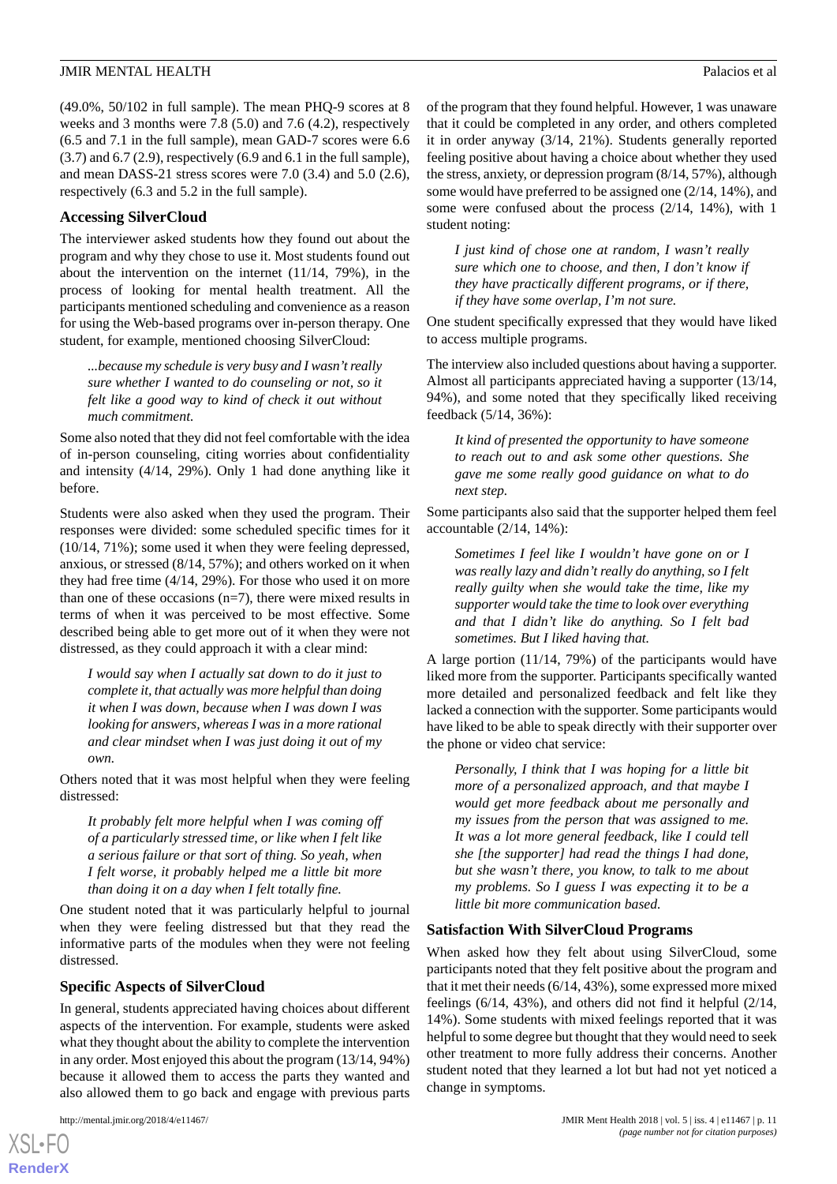(49.0%, 50/102 in full sample). The mean PHQ-9 scores at 8 weeks and 3 months were 7.8 (5.0) and 7.6 (4.2), respectively (6.5 and 7.1 in the full sample), mean GAD-7 scores were 6.6 (3.7) and 6.7 (2.9), respectively (6.9 and 6.1 in the full sample), and mean DASS-21 stress scores were 7.0 (3.4) and 5.0 (2.6), respectively (6.3 and 5.2 in the full sample).

### Accessing SilverCloud

The interviewer asked students how they found out about the program and why they chose to use it. Most students found out about the intervention on the internet (11/14, 79%), in the process of looking for mental health treatment. All the participants mentioned scheduling and convenience as a reason for using the Web-based programs over in-person therapy. One student, for example, mentioned choosing SilverCloud:

> *...because my schedule is very busy and I wasn't really sure whether I wanted to do counseling or not, so it felt like a good way to kind of check it out without much commitment.*

Some also noted that they did not feel comfortable with the idea of in-person counseling, citing worries about confidentiality and intensity (4/14, 29%). Only 1 had done anything like it before.

Students were also asked when they used the program. Their responses were divided: some scheduled specific times for it (10/14, 71%); some used it when they were feeling depressed, anxious, or stressed (8/14, 57%); and others worked on it when they had free time (4/14, 29%). For those who used it on more than one of these occasions (n=7), there were mixed results in terms of when it was perceived to be most effective. Some described being able to get more out of it when they were not distressed, as they could approach it with a clear mind:

> *I would say when I actually sat down to do it just to complete it, that actually was more helpful than doing it when I was down, because when I was down I was looking for answers, whereas I was in a more rational and clear mindset when I was just doing it out of my own.*

Others noted that it was most helpful when they were feeling distressed:

> *It probably felt more helpful when I was coming off of a particularly stressed time, or like when I felt like a serious failure or that sort of thing. So yeah, when I felt worse, it probably helped me a little bit more than doing it on a day when I felt totally fine.*

One student noted that it was particularly helpful to journal when they were feeling distressed but that they read the informative parts of the modules when they were not feeling distressed.

### Specific Aspects of SilverCloud

In general, students appreciated having choices about different aspects of the intervention. For example, students were asked what they thought about the ability to complete the intervention in any order. Most enjoyed this about the program (13/14, 94%) because it allowed them to access the parts they wanted and also allowed them to go back and engage with previous parts of the program that they found helpful. However, 1 was unaware that it could be completed in any order, and others completed it in order anyway (3/14, 21%). Students generally reported feeling positive about having a choice about whether they used the stress, anxiety, or depression program (8/14, 57%), although some would have preferred to be assigned one (2/14, 14%), and some were confused about the process (2/14, 14%), with 1 student noting:

> *I just kind of chose one at random, I wasn't really sure which one to choose, and then, I don't know if they have practically different programs, or if there, if they have some overlap, I'm not sure.*

One student specifically expressed that they would have liked to access multiple programs.

The interview also included questions about having a supporter. Almost all participants appreciated having a supporter (13/14, 94%), and some noted that they specifically liked receiving feedback (5/14, 36%):

> *It kind of presented the opportunity to have someone to reach out to and ask some other questions. She gave me some really good guidance on what to do next step.*

Some participants also said that the supporter helped them feel accountable (2/14, 14%):

> *Sometimes I feel like I wouldn't have gone on or I was really lazy and didn't really do anything, so I felt really guilty when she would take the time, like my supporter would take the time to look over everything and that I didn't like do anything. So I felt bad sometimes. But I liked having that.*

A large portion (11/14, 79%) of the participants would have liked more from the supporter. Participants specifically wanted more detailed and personalized feedback and felt like they lacked a connection with the supporter. Some participants would have liked to be able to speak directly with their supporter over the phone or video chat service:

> *Personally, I think that I was hoping for a little bit more of a personalized approach, and that maybe I would get more feedback about me personally and my issues from the person that was assigned to me. It was a lot more general feedback, like I could tell she [the supporter] had read the things I had done, but she wasn't there, you know, to talk to me about my problems. So I guess I was expecting it to be a little bit more communication based.*

### Satisfaction With SilverCloud Programs

When asked how they felt about using SilverCloud, some participants noted that they felt positive about the program and that it met their needs (6/14, 43%), some expressed more mixed feelings (6/14, 43%), and others did not find it helpful (2/14, 14%). Some students with mixed feelings reported that it was helpful to some degree but thought that they would need to seek other treatment to more fully address their concerns. Another student noted that they learned a lot but had not yet noticed a change in symptoms.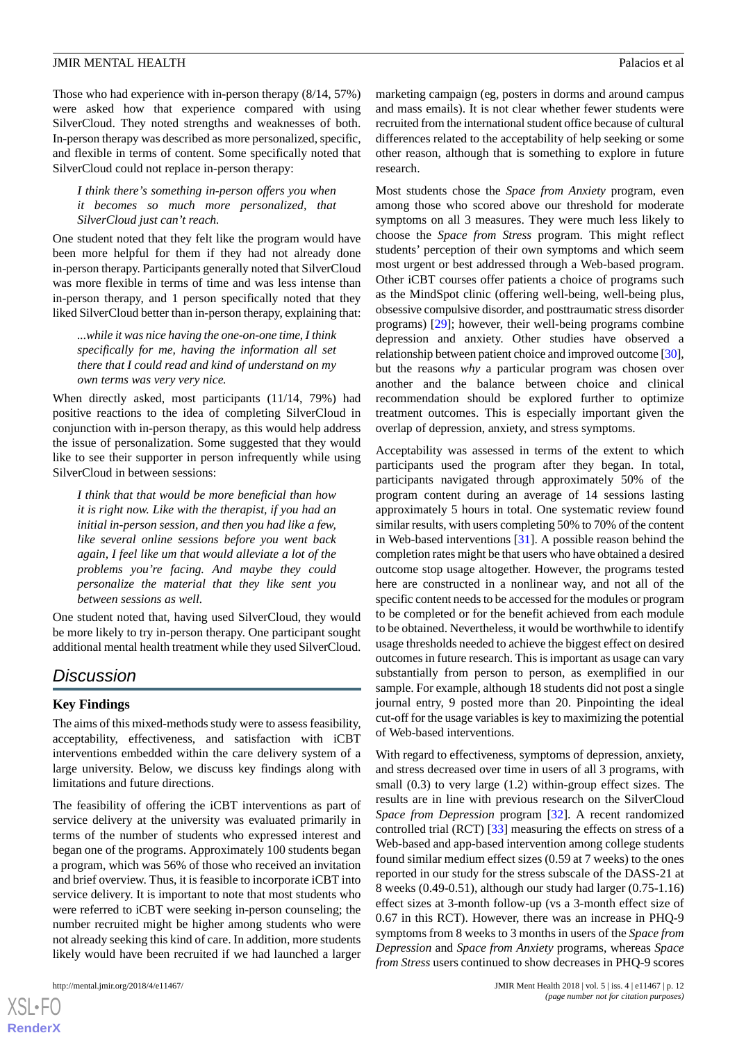Those who had experience with in-person therapy (8/14, 57%) were asked how that experience compared with using SilverCloud. They noted strengths and weaknesses of both. In-person therapy was described as more personalized, specific, and flexible in terms of content. Some specifically noted that SilverCloud could not replace in-person therapy:

> *I think there's something in-person offers you when it becomes so much more personalized, that SilverCloud just can't reach.*

One student noted that they felt like the program would have been more helpful for them if they had not already done in-person therapy. Participants generally noted that SilverCloud was more flexible in terms of time and was less intense than in-person therapy, and 1 person specifically noted that they liked SilverCloud better than in-person therapy, explaining that:

> *...while it was nice having the one-on-one time, I think specifically for me, having the information all set there that I could read and kind of understand on my own terms was very very nice.*

When directly asked, most participants (11/14, 79%) had positive reactions to the idea of completing SilverCloud in conjunction with in-person therapy, as this would help address the issue of personalization. Some suggested that they would like to see their supporter in person infrequently while using SilverCloud in between sessions:

> *I think that that would be more beneficial than how it is right now. Like with the therapist, if you had an initial in-person session, and then you had like a few, like several online sessions before you went back again, I feel like um that would alleviate a lot of the problems you're facing. And maybe they could personalize the material that they like sent you between sessions as well.*

One student noted that, having used SilverCloud, they would be more likely to try in-person therapy. One participant sought additional mental health treatment while they used SilverCloud.

## Discussion

### Key Findings

The aims of this mixed-methods study were to assess feasibility, acceptability, effectiveness, and satisfaction with iCBT interventions embedded within the care delivery system of a large university. Below, we discuss key findings along with limitations and future directions.

The feasibility of offering the iCBT interventions as part of service delivery at the university was evaluated primarily in terms of the number of students who expressed interest and began one of the programs. Approximately 100 students began a program, which was 56% of those who received an invitation and brief overview. Thus, it is feasible to incorporate iCBT into service delivery. It is important to note that most students who were referred to iCBT were seeking in-person counseling; the number recruited might be higher among students who were not already seeking this kind of care. In addition, more students likely would have been recruited if we had launched a larger marketing campaign (eg, posters in dorms and around campus and mass emails). It is not clear whether fewer students were recruited from the international student office because of cultural differences related to the acceptability of help seeking or some other reason, although that is something to explore in future research.

Most students chose the *Space from Anxiety* program, even among those who scored above our threshold for moderate symptoms on all 3 measures. They were much less likely to choose the *Space from Stress* program. This might reflect students' perception of their own symptoms and which seem most urgent or best addressed through a Web-based program. Other iCBT courses offer patients a choice of programs such as the MindSpot clinic (offering well-being, well-being plus, obsessive compulsive disorder, and posttraumatic stress disorder programs) [29]; however, their well-being programs combine depression and anxiety. Other studies have observed a relationship between patient choice and improved outcome [30], but the reasons *why* a particular program was chosen over another and the balance between choice and clinical recommendation should be explored further to optimize treatment outcomes. This is especially important given the overlap of depression, anxiety, and stress symptoms.

Acceptability was assessed in terms of the extent to which participants used the program after they began. In total, participants navigated through approximately 50% of the program content during an average of 14 sessions lasting approximately 5 hours in total. One systematic review found similar results, with users completing 50% to 70% of the content in Web-based interventions [31]. A possible reason behind the completion rates might be that users who have obtained a desired outcome stop usage altogether. However, the programs tested here are constructed in a nonlinear way, and not all of the specific content needs to be accessed for the modules or program to be completed or for the benefit achieved from each module to be obtained. Nevertheless, it would be worthwhile to identify usage thresholds needed to achieve the biggest effect on desired outcomes in future research. This is important as usage can vary substantially from person to person, as exemplified in our sample. For example, although 18 students did not post a single journal entry, 9 posted more than 20. Pinpointing the ideal cut-off for the usage variables is key to maximizing the potential of Web-based interventions.

With regard to effectiveness, symptoms of depression, anxiety, and stress decreased over time in users of all 3 programs, with small (0.3) to very large (1.2) within-group effect sizes. The results are in line with previous research on the SilverCloud *Space from Depression* program [32]. A recent randomized controlled trial (RCT) [33] measuring the effects on stress of a Web-based and app-based intervention among college students found similar medium effect sizes (0.59 at 7 weeks) to the ones reported in our study for the stress subscale of the DASS-21 at 8 weeks (0.49-0.51), although our study had larger (0.75-1.16) effect sizes at 3-month follow-up (vs a 3-month effect size of 0.67 in this RCT). However, there was an increase in PHQ-9 symptoms from 8 weeks to 3 months in users of the *Space from Depression* and *Space from Anxiety* programs, whereas *Space from Stress* users continued to show decreases in PHQ-9 scores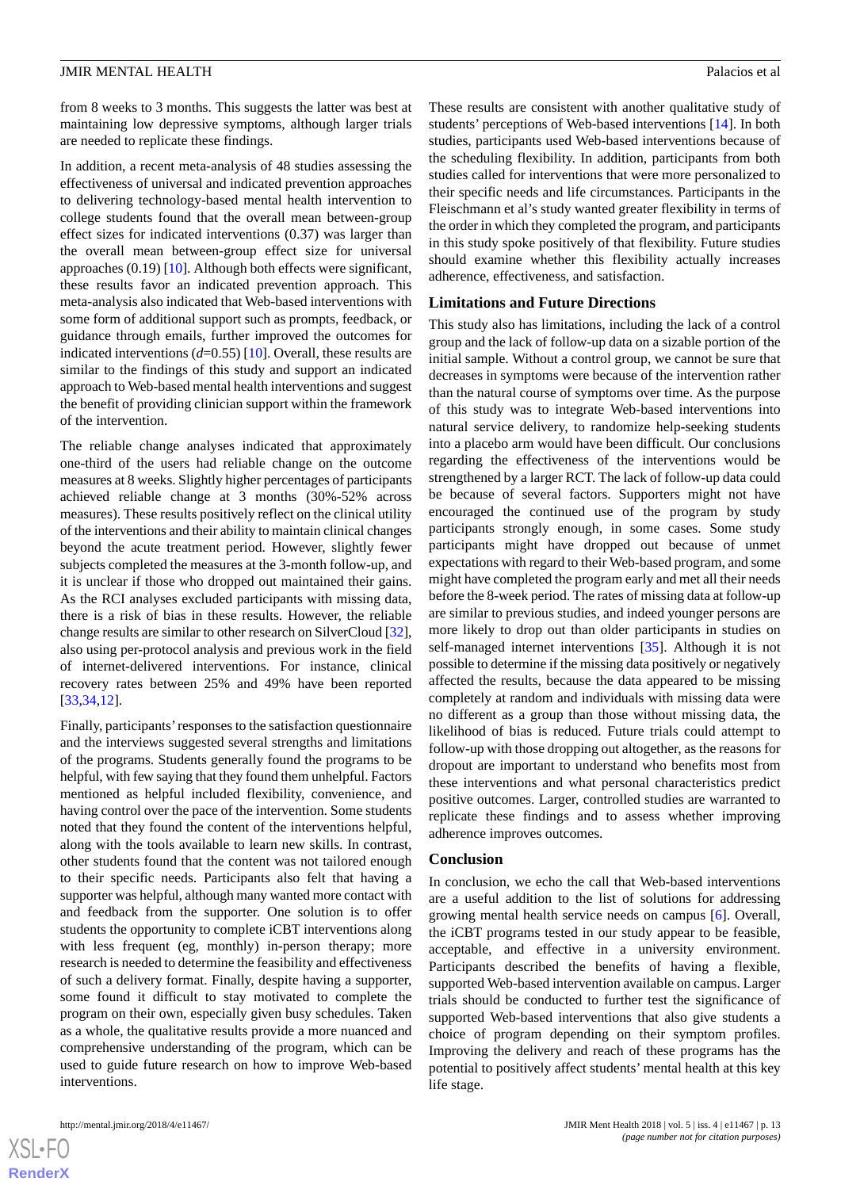from 8 weeks to 3 months. This suggests the latter was best at maintaining low depressive symptoms, although larger trials are needed to replicate these findings.

In addition, a recent meta-analysis of 48 studies assessing the effectiveness of universal and indicated prevention approaches to delivering technology-based mental health intervention to college students found that the overall mean between-group effect sizes for indicated interventions (0.37) was larger than the overall mean between-group effect size for universal approaches (0.19) [10]. Although both effects were significant, these results favor an indicated prevention approach. This meta-analysis also indicated that Web-based interventions with some form of additional support such as prompts, feedback, or guidance through emails, further improved the outcomes for indicated interventions ($d$=0.55) [10]. Overall, these results are similar to the findings of this study and support an indicated approach to Web-based mental health interventions and suggest the benefit of providing clinician support within the framework of the intervention.

The reliable change analyses indicated that approximately one-third of the users had reliable change on the outcome measures at 8 weeks. Slightly higher percentages of participants achieved reliable change at 3 months (30%-52% across measures). These results positively reflect on the clinical utility of the interventions and their ability to maintain clinical changes beyond the acute treatment period. However, slightly fewer subjects completed the measures at the 3-month follow-up, and it is unclear if those who dropped out maintained their gains. As the RCI analyses excluded participants with missing data, there is a risk of bias in these results. However, the reliable change results are similar to other research on SilverCloud [32], also using per-protocol analysis and previous work in the field of internet-delivered interventions. For instance, clinical recovery rates between 25% and 49% have been reported [33,34,12].

Finally, participants' responses to the satisfaction questionnaire and the interviews suggested several strengths and limitations of the programs. Students generally found the programs to be helpful, with few saying that they found them unhelpful. Factors mentioned as helpful included flexibility, convenience, and having control over the pace of the intervention. Some students noted that they found the content of the interventions helpful, along with the tools available to learn new skills. In contrast, other students found that the content was not tailored enough to their specific needs. Participants also felt that having a supporter was helpful, although many wanted more contact with and feedback from the supporter. One solution is to offer students the opportunity to complete iCBT interventions along with less frequent (eg, monthly) in-person therapy; more research is needed to determine the feasibility and effectiveness of such a delivery format. Finally, despite having a supporter, some found it difficult to stay motivated to complete the program on their own, especially given busy schedules. Taken as a whole, the qualitative results provide a more nuanced and comprehensive understanding of the program, which can be used to guide future research on how to improve Web-based interventions.

These results are consistent with another qualitative study of students' perceptions of Web-based interventions [14]. In both studies, participants used Web-based interventions because of the scheduling flexibility. In addition, participants from both studies called for interventions that were more personalized to their specific needs and life circumstances. Participants in the Fleischmann et al's study wanted greater flexibility in terms of the order in which they completed the program, and participants in this study spoke positively of that flexibility. Future studies should examine whether this flexibility actually increases adherence, effectiveness, and satisfaction.

### Limitations and Future Directions

This study also has limitations, including the lack of a control group and the lack of follow-up data on a sizable portion of the initial sample. Without a control group, we cannot be sure that decreases in symptoms were because of the intervention rather than the natural course of symptoms over time. As the purpose of this study was to integrate Web-based interventions into natural service delivery, to randomize help-seeking students into a placebo arm would have been difficult. Our conclusions regarding the effectiveness of the interventions would be strengthened by a larger RCT. The lack of follow-up data could be because of several factors. Supporters might not have encouraged the continued use of the program by study participants strongly enough, in some cases. Some study participants might have dropped out because of unmet expectations with regard to their Web-based program, and some might have completed the program early and met all their needs before the 8-week period. The rates of missing data at follow-up are similar to previous studies, and indeed younger persons are more likely to drop out than older participants in studies on self-managed internet interventions [35]. Although it is not possible to determine if the missing data positively or negatively affected the results, because the data appeared to be missing completely at random and individuals with missing data were no different as a group than those without missing data, the likelihood of bias is reduced. Future trials could attempt to follow-up with those dropping out altogether, as the reasons for dropout are important to understand who benefits most from these interventions and what personal characteristics predict positive outcomes. Larger, controlled studies are warranted to replicate these findings and to assess whether improving adherence improves outcomes.

### Conclusion

In conclusion, we echo the call that Web-based interventions are a useful addition to the list of solutions for addressing growing mental health service needs on campus [6]. Overall, the iCBT programs tested in our study appear to be feasible, acceptable, and effective in a university environment. Participants described the benefits of having a flexible, supported Web-based intervention available on campus. Larger trials should be conducted to further test the significance of supported Web-based interventions that also give students a choice of program depending on their symptom profiles. Improving the delivery and reach of these programs has the potential to positively affect students' mental health at this key life stage.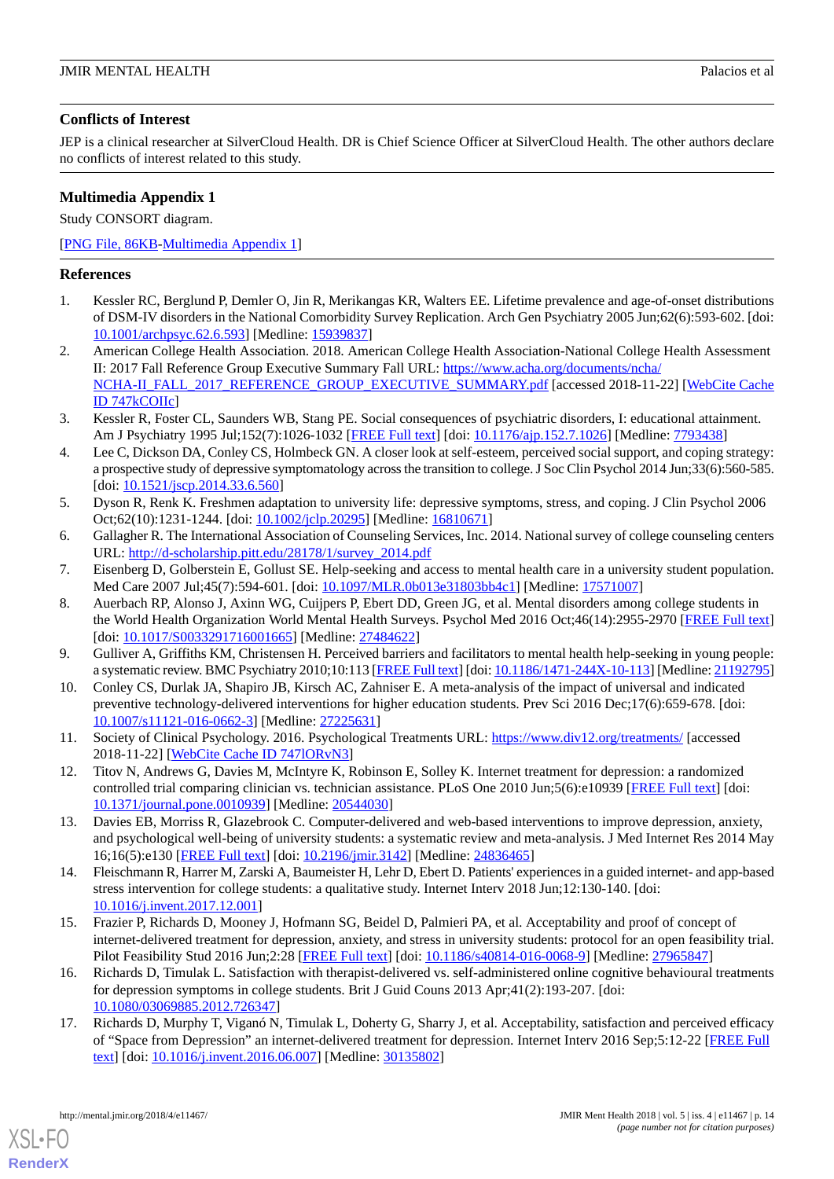## Conflicts of Interest

JEP is a clinical researcher at SilverCloud Health. DR is Chief Science Officer at SilverCloud Health. The other authors declare no conflicts of interest related to this study.

## Multimedia Appendix 1

Study CONSORT diagram.

[PNG File, 86KB-Multimedia Appendix 1]

## References

1. Kessler RC, Berglund P, Demler O, Jin R, Merikangas KR, Walters EE. Lifetime prevalence and age-of-onset distributions of DSM-IV disorders in the National Comorbidity Survey Replication. Arch Gen Psychiatry 2005 Jun;62(6):593-602. [doi: 10.1001/archpsyc.62.6.593] [Medline: 15939837]
2. American College Health Association. 2018. American College Health Association-National College Health Assessment II: 2017 Fall Reference Group Executive Summary Fall URL: https://www.acha.org/documents/ncha/NCHA-II_FALL_2017_REFERENCE_GROUP_EXECUTIVE_SUMMARY.pdf [accessed 2018-11-22] [WebCite Cache ID 747kCOIIc]
3. Kessler R, Foster CL, Saunders WB, Stang PE. Social consequences of psychiatric disorders, I: educational attainment. Am J Psychiatry 1995 Jul;152(7):1026-1032 [FREE Full text] [doi: 10.1176/ajp.152.7.1026] [Medline: 7793438]
4. Lee C, Dickson DA, Conley CS, Holmbeck GN. A closer look at self-esteem, perceived social support, and coping strategy: a prospective study of depressive symptomatology across the transition to college. J Soc Clin Psychol 2014 Jun;33(6):560-585. [doi: 10.1521/jscp.2014.33.6.560]
5. Dyson R, Renk K. Freshmen adaptation to university life: depressive symptoms, stress, and coping. J Clin Psychol 2006 Oct;62(10):1231-1244. [doi: 10.1002/jclp.20295] [Medline: 16810671]
6. Gallagher R. The International Association of Counseling Services, Inc. 2014. National survey of college counseling centers URL: http://d-scholarship.pitt.edu/28178/1/survey_2014.pdf
7. Eisenberg D, Golberstein E, Gollust SE. Help-seeking and access to mental health care in a university student population. Med Care 2007 Jul;45(7):594-601. [doi: 10.1097/MLR.0b013e31803bb4c1] [Medline: 17571007]
8. Auerbach RP, Alonso J, Axinn WG, Cuijpers P, Ebert DD, Green JG, et al. Mental disorders among college students in the World Health Organization World Mental Health Surveys. Psychol Med 2016 Oct;46(14):2955-2970 [FREE Full text] [doi: 10.1017/S0033291716001665] [Medline: 27484622]
9. Gulliver A, Griffiths KM, Christensen H. Perceived barriers and facilitators to mental health help-seeking in young people: a systematic review. BMC Psychiatry 2010;10:113 [FREE Full text] [doi: 10.1186/1471-244X-10-113] [Medline: 21192795]
10. Conley CS, Durlak JA, Shapiro JB, Kirsch AC, Zahniser E. A meta-analysis of the impact of universal and indicated preventive technology-delivered interventions for higher education students. Prev Sci 2016 Dec;17(6):659-678. [doi: 10.1007/s11121-016-0662-3] [Medline: 27225631]
11. Society of Clinical Psychology. 2016. Psychological Treatments URL: https://www.div12.org/treatments/ [accessed 2018-11-22] [WebCite Cache ID 747lORvN3]
12. Titov N, Andrews G, Davies M, McIntyre K, Robinson E, Solley K. Internet treatment for depression: a randomized controlled trial comparing clinician vs. technician assistance. PLoS One 2010 Jun;5(6):e10939 [FREE Full text] [doi: 10.1371/journal.pone.0010939] [Medline: 20544030]
13. Davies EB, Morriss R, Glazebrook C. Computer-delivered and web-based interventions to improve depression, anxiety, and psychological well-being of university students: a systematic review and meta-analysis. J Med Internet Res 2014 May 16;16(5):e130 [FREE Full text] [doi: 10.2196/jmir.3142] [Medline: 24836465]
14. Fleischmann R, Harrer M, Zarski A, Baumeister H, Lehr D, Ebert D. Patients' experiences in a guided internet- and app-based stress intervention for college students: a qualitative study. Internet Interv 2018 Jun;12:130-140. [doi: 10.1016/j.invent.2017.12.001]
15. Frazier P, Richards D, Mooney J, Hofmann SG, Beidel D, Palmieri PA, et al. Acceptability and proof of concept of internet-delivered treatment for depression, anxiety, and stress in university students: protocol for an open feasibility trial. Pilot Feasibility Stud 2016 Jun;2:28 [FREE Full text] [doi: 10.1186/s40814-016-0068-9] [Medline: 27965847]
16. Richards D, Timulak L. Satisfaction with therapist-delivered vs. self-administered online cognitive behavioural treatments for depression symptoms in college students. Brit J Guid Couns 2013 Apr;41(2):193-207. [doi: 10.1080/03069885.2012.726347]
17. Richards D, Murphy T, Viganó N, Timulak L, Doherty G, Sharry J, et al. Acceptability, satisfaction and perceived efficacy of "Space from Depression" an internet-delivered treatment for depression. Internet Interv 2016 Sep;5:12-22 [FREE Full text] [doi: 10.1016/j.invent.2016.06.007] [Medline: 30135802]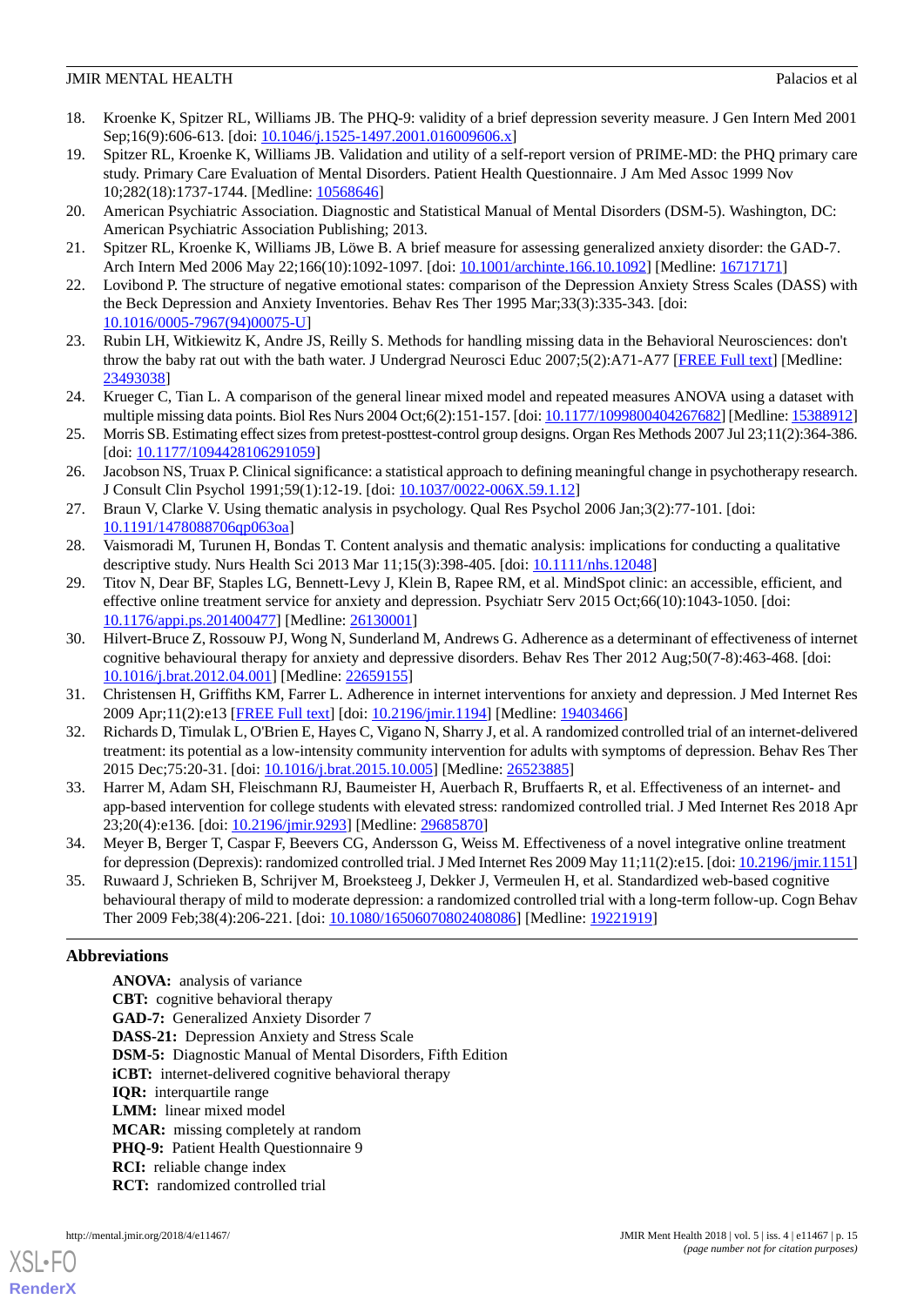18. Kroenke K, Spitzer RL, Williams JB. The PHQ-9: validity of a brief depression severity measure. J Gen Intern Med 2001 Sep;16(9):606-613. [doi: 10.1046/j.1525-1497.2001.016009606.x]
19. Spitzer RL, Kroenke K, Williams JB. Validation and utility of a self-report version of PRIME-MD: the PHQ primary care study. Primary Care Evaluation of Mental Disorders. Patient Health Questionnaire. J Am Med Assoc 1999 Nov 10;282(18):1737-1744. [Medline: 10568646]
20. American Psychiatric Association. Diagnostic and Statistical Manual of Mental Disorders (DSM-5). Washington, DC: American Psychiatric Association Publishing; 2013.
21. Spitzer RL, Kroenke K, Williams JB, Löwe B. A brief measure for assessing generalized anxiety disorder: the GAD-7. Arch Intern Med 2006 May 22;166(10):1092-1097. [doi: 10.1001/archinte.166.10.1092] [Medline: 16717171]
22. Lovibond P. The structure of negative emotional states: comparison of the Depression Anxiety Stress Scales (DASS) with the Beck Depression and Anxiety Inventories. Behav Res Ther 1995 Mar;33(3):335-343. [doi: 10.1016/0005-7967(94)00075-U]
23. Rubin LH, Witkiewitz K, Andre JS, Reilly S. Methods for handling missing data in the Behavioral Neurosciences: don't throw the baby rat out with the bath water. J Undergrad Neurosci Educ 2007;5(2):A71-A77 [FREE Full text] [Medline: 23493038]
24. Krueger C, Tian L. A comparison of the general linear mixed model and repeated measures ANOVA using a dataset with multiple missing data points. Biol Res Nurs 2004 Oct;6(2):151-157. [doi: 10.1177/1099800404267682] [Medline: 15388912]
25. Morris SB. Estimating effect sizes from pretest-posttest-control group designs. Organ Res Methods 2007 Jul 23;11(2):364-386. [doi: 10.1177/1094428106291059]
26. Jacobson NS, Truax P. Clinical significance: a statistical approach to defining meaningful change in psychotherapy research. J Consult Clin Psychol 1991;59(1):12-19. [doi: 10.1037/0022-006X.59.1.12]
27. Braun V, Clarke V. Using thematic analysis in psychology. Qual Res Psychol 2006 Jan;3(2):77-101. [doi: 10.1191/1478088706qp063oa]
28. Vaismoradi M, Turunen H, Bondas T. Content analysis and thematic analysis: implications for conducting a qualitative descriptive study. Nurs Health Sci 2013 Mar 11;15(3):398-405. [doi: 10.1111/nhs.12048]
29. Titov N, Dear BF, Staples LG, Bennett-Levy J, Klein B, Rapee RM, et al. MindSpot clinic: an accessible, efficient, and effective online treatment service for anxiety and depression. Psychiatr Serv 2015 Oct;66(10):1043-1050. [doi: 10.1176/appi.ps.201400477] [Medline: 26130001]
30. Hilvert-Bruce Z, Rossouw PJ, Wong N, Sunderland M, Andrews G. Adherence as a determinant of effectiveness of internet cognitive behavioural therapy for anxiety and depressive disorders. Behav Res Ther 2012 Aug;50(7-8):463-468. [doi: 10.1016/j.brat.2012.04.001] [Medline: 22659155]
31. Christensen H, Griffiths KM, Farrer L. Adherence in internet interventions for anxiety and depression. J Med Internet Res 2009 Apr;11(2):e13 [FREE Full text] [doi: 10.2196/jmir.1194] [Medline: 19403466]
32. Richards D, Timulak L, O'Brien E, Hayes C, Vigano N, Sharry J, et al. A randomized controlled trial of an internet-delivered treatment: its potential as a low-intensity community intervention for adults with symptoms of depression. Behav Res Ther 2015 Dec;75:20-31. [doi: 10.1016/j.brat.2015.10.005] [Medline: 26523885]
33. Harrer M, Adam SH, Fleischmann RJ, Baumeister H, Auerbach R, Bruffaerts R, et al. Effectiveness of an internet- and app-based intervention for college students with elevated stress: randomized controlled trial. J Med Internet Res 2018 Apr 23;20(4):e136. [doi: 10.2196/jmir.9293] [Medline: 29685870]
34. Meyer B, Berger T, Caspar F, Beevers CG, Andersson G, Weiss M. Effectiveness of a novel integrative online treatment for depression (Deprexis): randomized controlled trial. J Med Internet Res 2009 May 11;11(2):e15. [doi: 10.2196/jmir.1151]
35. Ruwaard J, Schrieken B, Schrijver M, Broeksteeg J, Dekker J, Vermeulen H, et al. Standardized web-based cognitive behavioural therapy of mild to moderate depression: a randomized controlled trial with a long-term follow-up. Cogn Behav Ther 2009 Feb;38(4):206-221. [doi: 10.1080/16506070802408086] [Medline: 19221919]

## Abbreviations

**ANOVA:** analysis of variance
**CBT:** cognitive behavioral therapy
**GAD-7:** Generalized Anxiety Disorder 7
**DASS-21:** Depression Anxiety and Stress Scale
**DSM-5:** Diagnostic Manual of Mental Disorders, Fifth Edition
**iCBT:** internet-delivered cognitive behavioral therapy
**IQR:** interquartile range
**LMM:** linear mixed model
**MCAR:** missing completely at random
**PHQ-9:** Patient Health Questionnaire 9
**RCI:** reliable change index
**RCT:** randomized controlled trial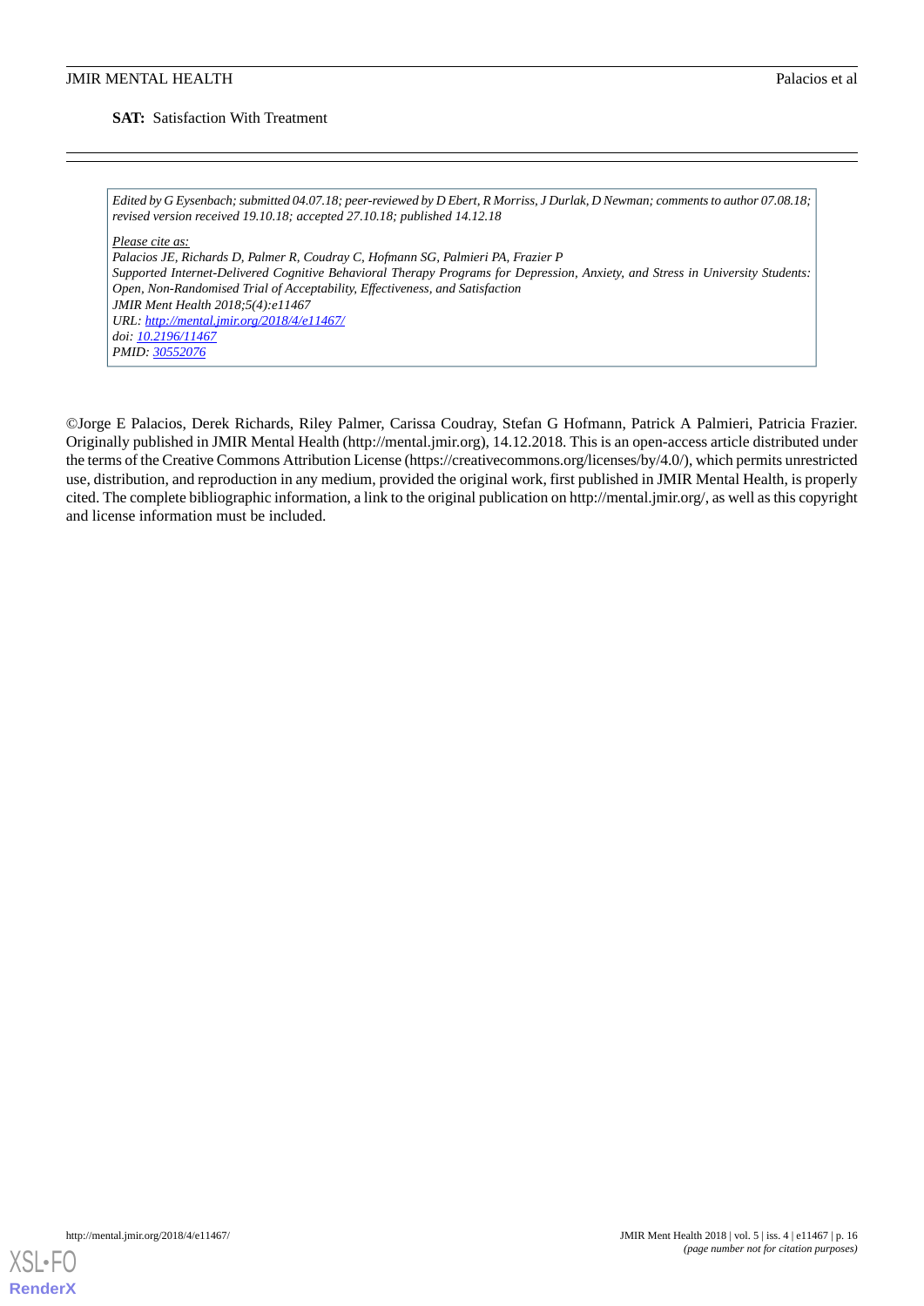**SAT:** Satisfaction With Treatment

*Edited by G Eysenbach; submitted 04.07.18; peer-reviewed by D Ebert, R Morriss, J Durlak, D Newman; comments to author 07.08.18; revised version received 19.10.18; accepted 27.10.18; published 14.12.18*

*Please cite as:*
*Palacios JE, Richards D, Palmer R, Coudray C, Hofmann SG, Palmieri PA, Frazier P*
*Supported Internet-Delivered Cognitive Behavioral Therapy Programs for Depression, Anxiety, and Stress in University Students: Open, Non-Randomised Trial of Acceptability, Effectiveness, and Satisfaction*
*JMIR Ment Health 2018;5(4):e11467*
*URL: [http://mental.jmir.org/2018/4/e11467/](http://mental.jmir.org/2018/4/e11467/)*
*doi: [10.2196/11467](10.2196/11467)*
*PMID: [30552076](30552076)*

©Jorge E Palacios, Derek Richards, Riley Palmer, Carissa Coudray, Stefan G Hofmann, Patrick A Palmieri, Patricia Frazier. Originally published in JMIR Mental Health (http://mental.jmir.org), 14.12.2018. This is an open-access article distributed under the terms of the Creative Commons Attribution License (https://creativecommons.org/licenses/by/4.0/), which permits unrestricted use, distribution, and reproduction in any medium, provided the original work, first published in JMIR Mental Health, is properly cited. The complete bibliographic information, a link to the original publication on http://mental.jmir.org/, as well as this copyright and license information must be included.